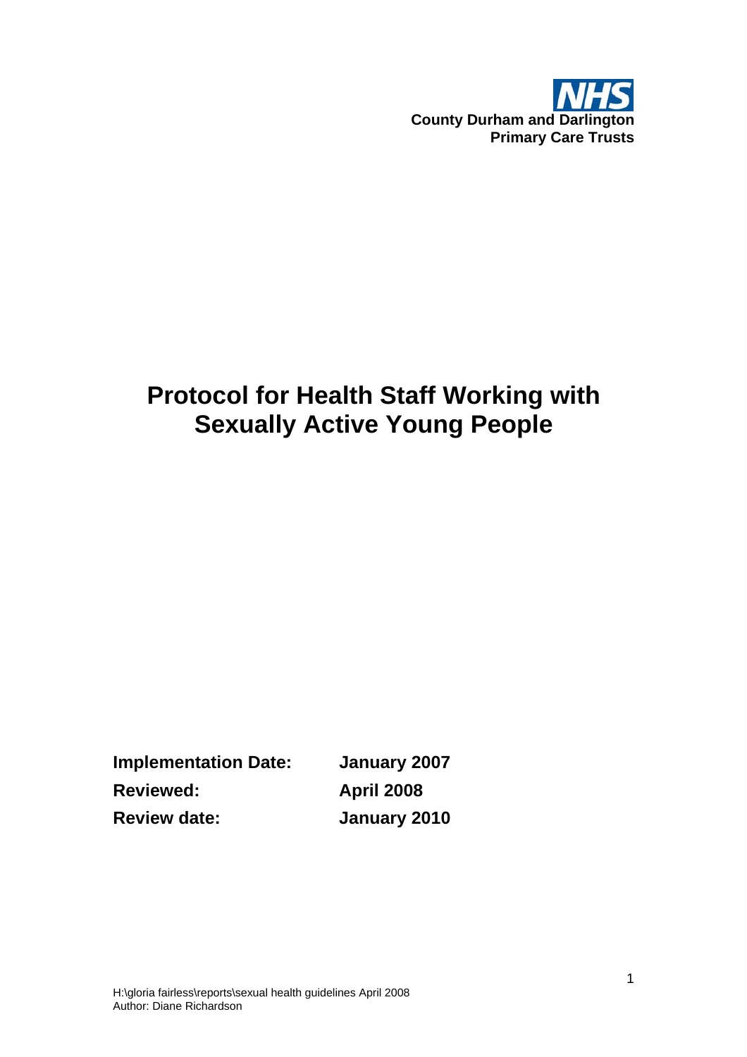NHS
**County Durham and Darlington**
**Primary Care Trusts**

# Protocol for Health Staff Working with Sexually Active Young People

**Implementation Date:** **January 2007**
**Reviewed:** **April 2008**
**Review date:** **January 2010**

H:\gloria fairless\reports\sexual health guidelines April 2008
Author: Diane Richardson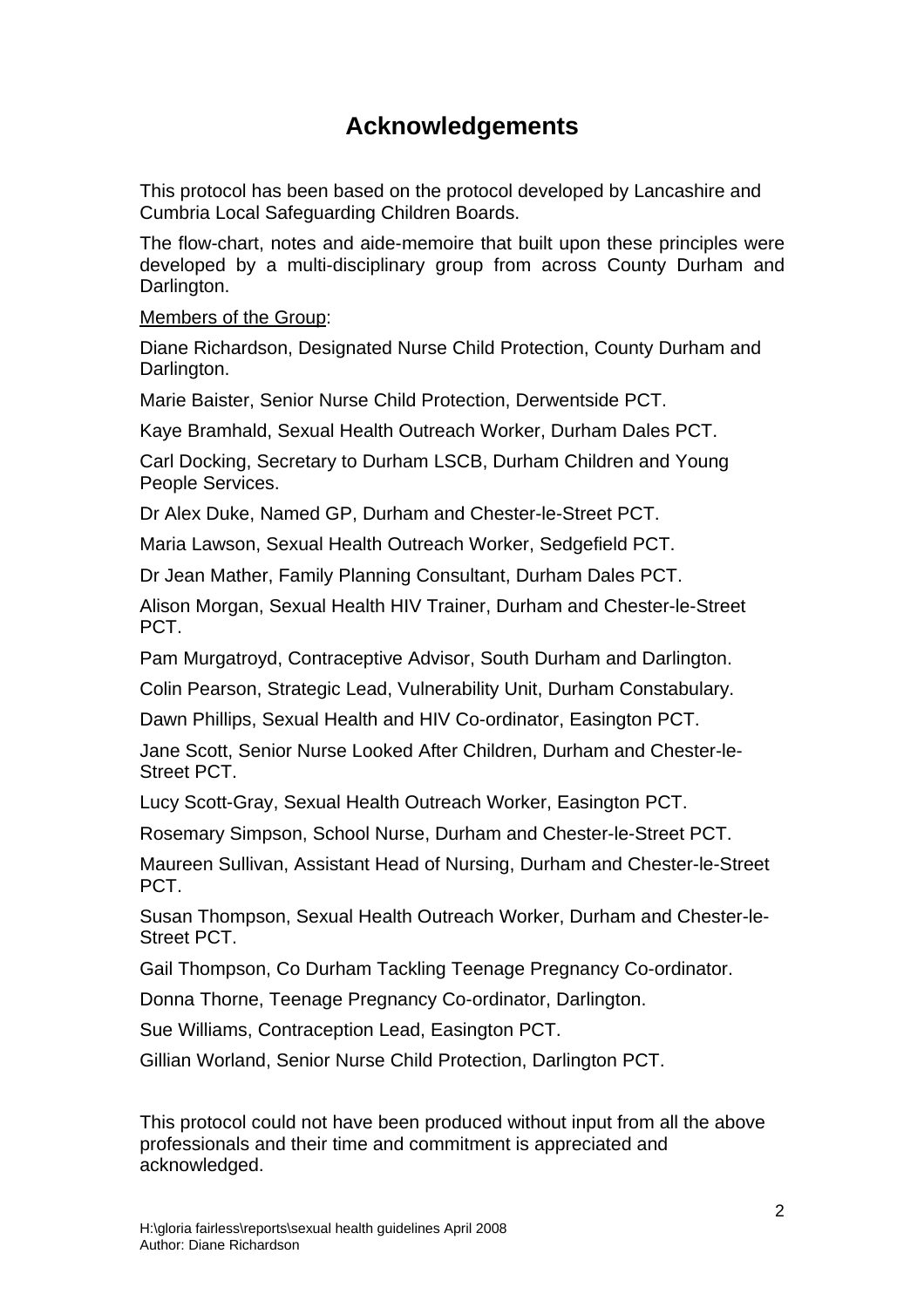# Acknowledgements

This protocol has been based on the protocol developed by Lancashire and Cumbria Local Safeguarding Children Boards.

The flow-chart, notes and aide-memoire that built upon these principles were developed by a multi-disciplinary group from across County Durham and Darlington.

Members of the Group:

Diane Richardson, Designated Nurse Child Protection, County Durham and Darlington.

Marie Baister, Senior Nurse Child Protection, Derwentside PCT.

Kaye Bramhald, Sexual Health Outreach Worker, Durham Dales PCT.

Carl Docking, Secretary to Durham LSCB, Durham Children and Young People Services.

Dr Alex Duke, Named GP, Durham and Chester-le-Street PCT.

Maria Lawson, Sexual Health Outreach Worker, Sedgefield PCT.

Dr Jean Mather, Family Planning Consultant, Durham Dales PCT.

Alison Morgan, Sexual Health HIV Trainer, Durham and Chester-le-Street PCT.

Pam Murgatroyd, Contraceptive Advisor, South Durham and Darlington.

Colin Pearson, Strategic Lead, Vulnerability Unit, Durham Constabulary.

Dawn Phillips, Sexual Health and HIV Co-ordinator, Easington PCT.

Jane Scott, Senior Nurse Looked After Children, Durham and Chester-le-Street PCT.

Lucy Scott-Gray, Sexual Health Outreach Worker, Easington PCT.

Rosemary Simpson, School Nurse, Durham and Chester-le-Street PCT.

Maureen Sullivan, Assistant Head of Nursing, Durham and Chester-le-Street PCT.

Susan Thompson, Sexual Health Outreach Worker, Durham and Chester-le-Street PCT.

Gail Thompson, Co Durham Tackling Teenage Pregnancy Co-ordinator.

Donna Thorne, Teenage Pregnancy Co-ordinator, Darlington.

Sue Williams, Contraception Lead, Easington PCT.

Gillian Worland, Senior Nurse Child Protection, Darlington PCT.

This protocol could not have been produced without input from all the above professionals and their time and commitment is appreciated and acknowledged.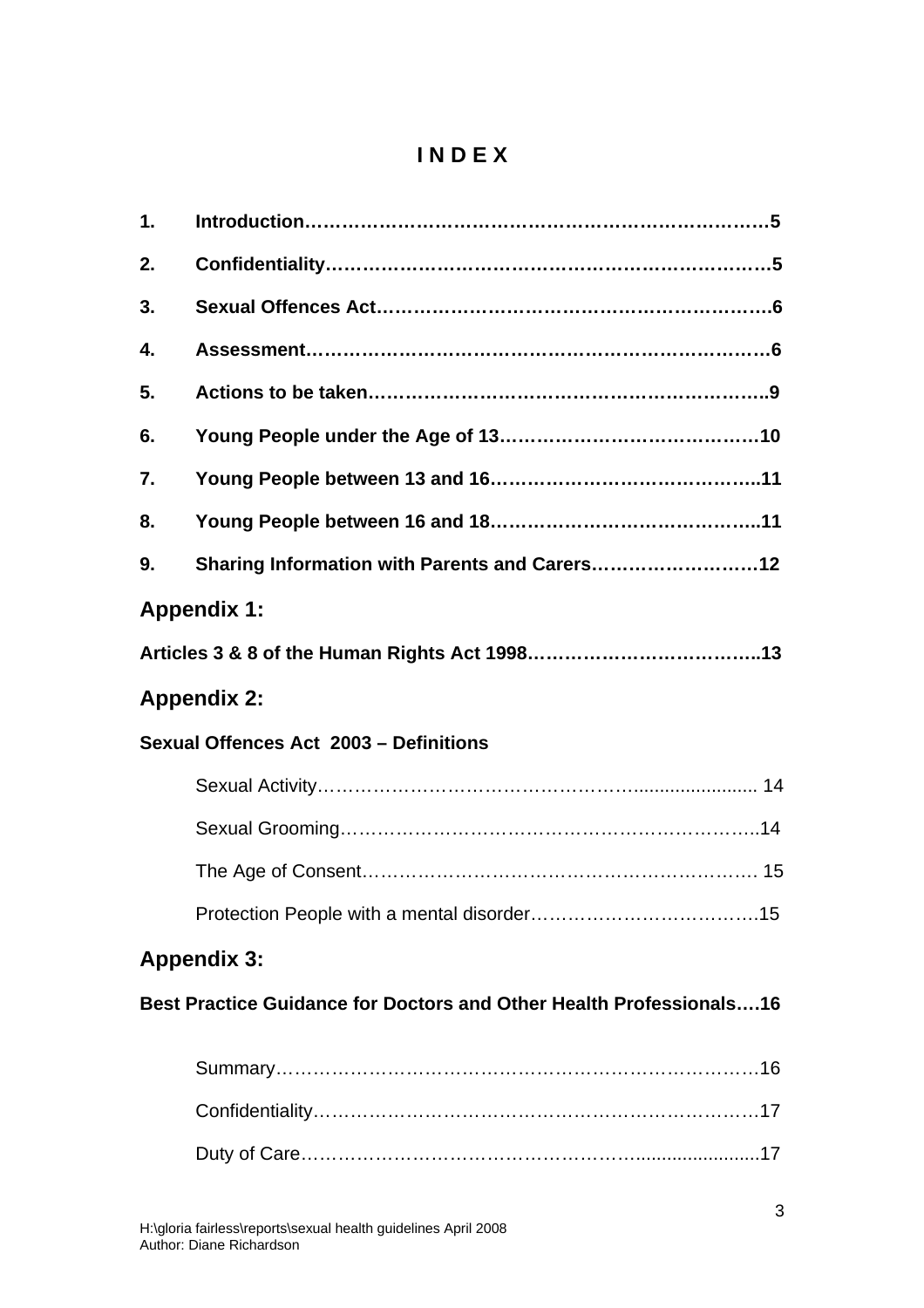# I N D E X

**1. Introduction……………………………………………………………………5**

**2. Confidentiality…………………………………………………………………5**

**3. Sexual Offences Act…………………………………………………………..6**

**4. Assessment……………………………………………………………………6**

**5. Actions to be taken…………………………………………………………..9**

**6. Young People under the Age of 13……………………………………10**

**7. Young People between 13 and 16……………………………………..11**

**8. Young People between 16 and 18……………………………………..11**

**9. Sharing Information with Parents and Carers………………………12**

## Appendix 1:

**Articles 3 & 8 of the Human Rights Act 1998………………………………..13**

## Appendix 2:

**Sexual Offences Act 2003 – Definitions**

Sexual Activity……………………………………………........................ 14

Sexual Grooming…………………………………………………………..14

The Age of Consent………………………………………………………. 15

Protection People with a mental disorder………………………………..15

## Appendix 3:

**Best Practice Guidance for Doctors and Other Health Professionals….16**

Summary……………………………………………………………………16

Confidentiality………………………………………………………………17

Duty of Care…………………………………………….......................17

H:\gloria fairless\reports\sexual health guidelines April 2008
Author: Diane Richardson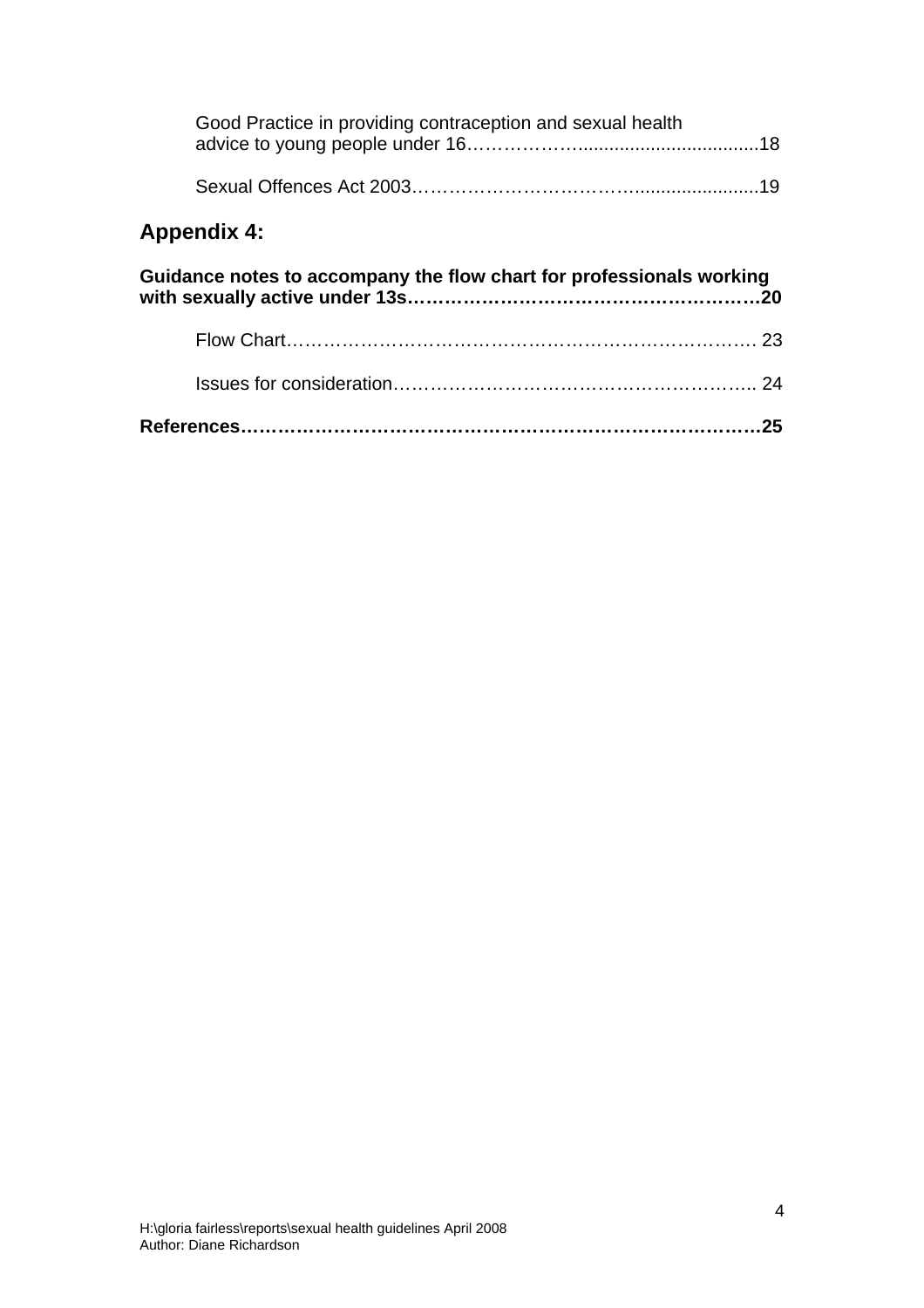Good Practice in providing contraception and sexual health advice to young people under 16……………….................................18

Sexual Offences Act 2003……………………………….......................19

## Appendix 4:

**Guidance notes to accompany the flow chart for professionals working with sexually active under 13s……………………………………………….20**

Flow Chart……………………………………………………………….. 23

Issues for consideration………………………………………………….. 24

**References………………………………………………………………………25**

H:\gloria fairless\reports\sexual health guidelines April 2008
Author: Diane Richardson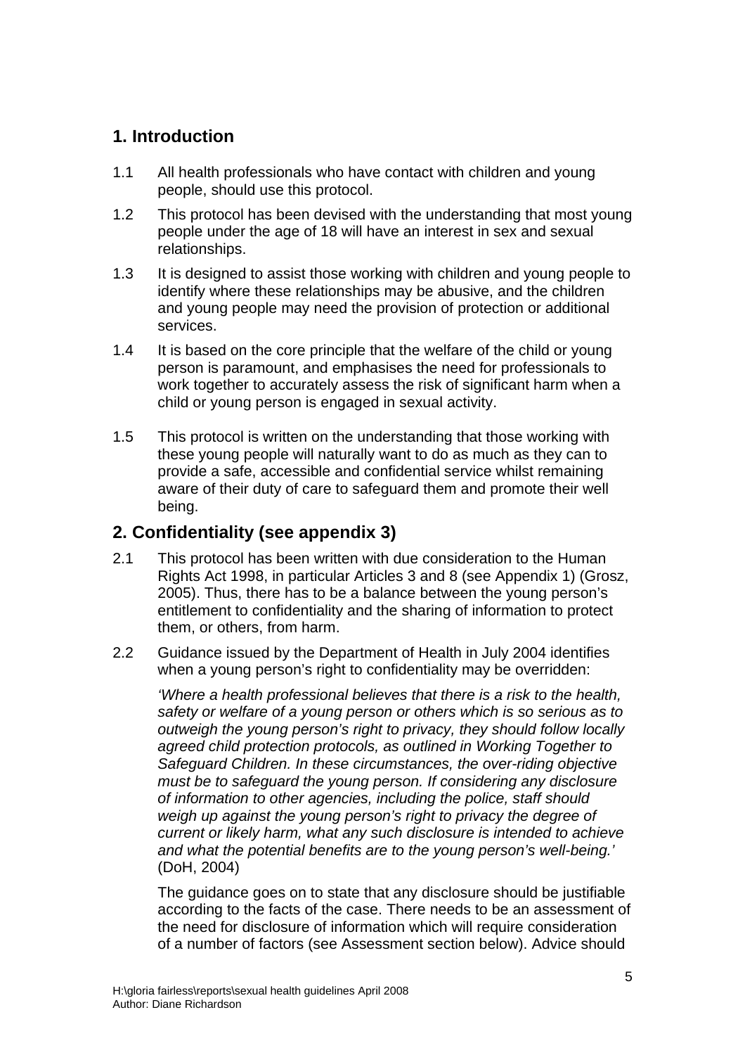## 1. Introduction

1.1 All health professionals who have contact with children and young people, should use this protocol.

1.2 This protocol has been devised with the understanding that most young people under the age of 18 will have an interest in sex and sexual relationships.

1.3 It is designed to assist those working with children and young people to identify where these relationships may be abusive, and the children and young people may need the provision of protection or additional services.

1.4 It is based on the core principle that the welfare of the child or young person is paramount, and emphasises the need for professionals to work together to accurately assess the risk of significant harm when a child or young person is engaged in sexual activity.

1.5 This protocol is written on the understanding that those working with these young people will naturally want to do as much as they can to provide a safe, accessible and confidential service whilst remaining aware of their duty of care to safeguard them and promote their well being.

## 2. Confidentiality (see appendix 3)

2.1 This protocol has been written with due consideration to the Human Rights Act 1998, in particular Articles 3 and 8 (see Appendix 1) (Grosz, 2005). Thus, there has to be a balance between the young person's entitlement to confidentiality and the sharing of information to protect them, or others, from harm.

2.2 Guidance issued by the Department of Health in July 2004 identifies when a young person's right to confidentiality may be overridden:

*'Where a health professional believes that there is a risk to the health, safety or welfare of a young person or others which is so serious as to outweigh the young person's right to privacy, they should follow locally agreed child protection protocols, as outlined in Working Together to Safeguard Children. In these circumstances, the over-riding objective must be to safeguard the young person. If considering any disclosure of information to other agencies, including the police, staff should weigh up against the young person's right to privacy the degree of current or likely harm, what any such disclosure is intended to achieve and what the potential benefits are to the young person's well-being.'* (DoH, 2004)

The guidance goes on to state that any disclosure should be justifiable according to the facts of the case. There needs to be an assessment of the need for disclosure of information which will require consideration of a number of factors (see Assessment section below). Advice should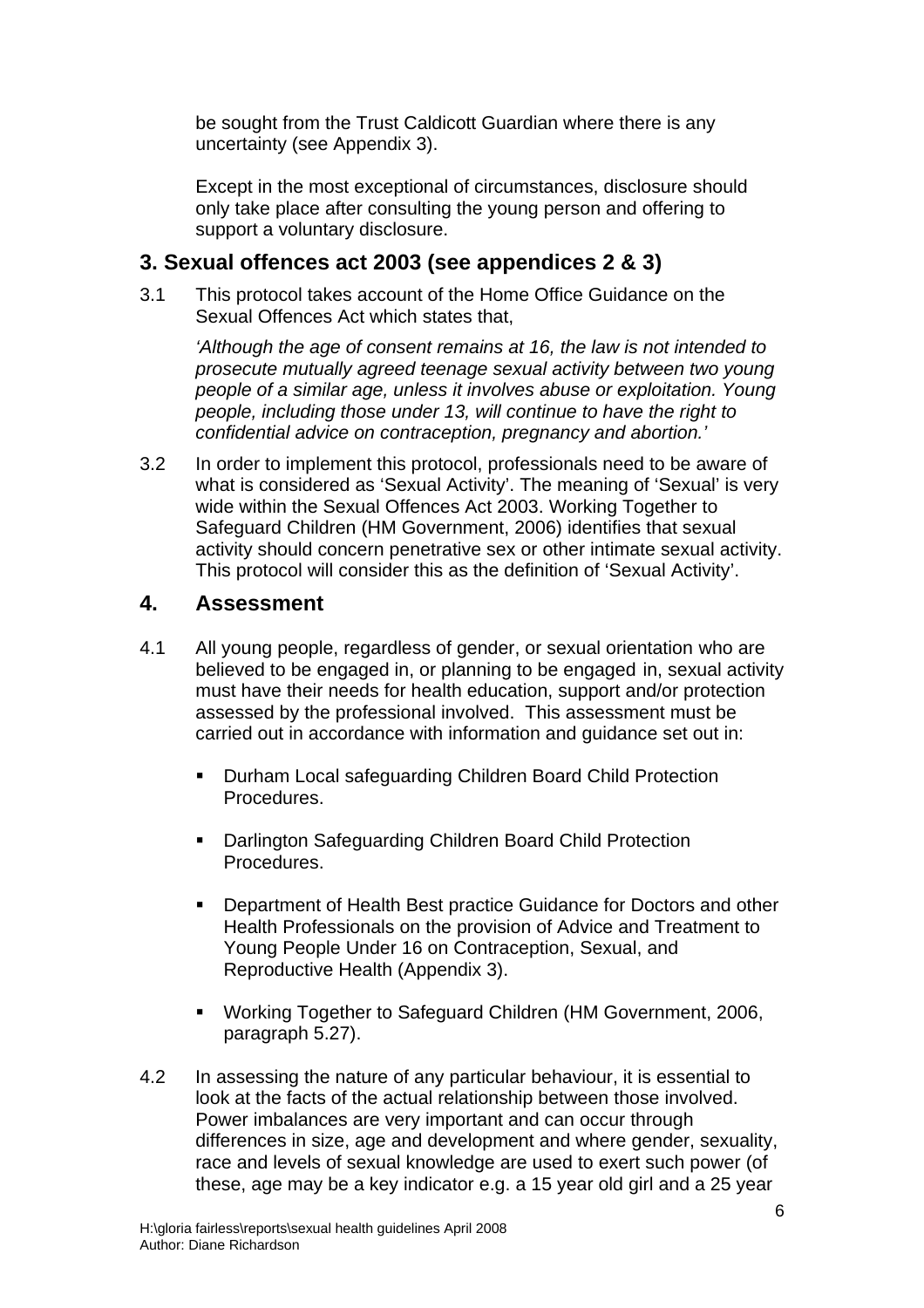be sought from the Trust Caldicott Guardian where there is any uncertainty (see Appendix 3).

Except in the most exceptional of circumstances, disclosure should only take place after consulting the young person and offering to support a voluntary disclosure.

## 3. Sexual offences act 2003 (see appendices 2 & 3)

3.1 This protocol takes account of the Home Office Guidance on the Sexual Offences Act which states that,

*'Although the age of consent remains at 16, the law is not intended to prosecute mutually agreed teenage sexual activity between two young people of a similar age, unless it involves abuse or exploitation. Young people, including those under 13, will continue to have the right to confidential advice on contraception, pregnancy and abortion.'*

3.2 In order to implement this protocol, professionals need to be aware of what is considered as 'Sexual Activity'. The meaning of 'Sexual' is very wide within the Sexual Offences Act 2003. Working Together to Safeguard Children (HM Government, 2006) identifies that sexual activity should concern penetrative sex or other intimate sexual activity. This protocol will consider this as the definition of 'Sexual Activity'.

## 4. Assessment

4.1 All young people, regardless of gender, or sexual orientation who are believed to be engaged in, or planning to be engaged in, sexual activity must have their needs for health education, support and/or protection assessed by the professional involved. This assessment must be carried out in accordance with information and guidance set out in:

- Durham Local safeguarding Children Board Child Protection Procedures.
- Darlington Safeguarding Children Board Child Protection Procedures.
- Department of Health Best practice Guidance for Doctors and other Health Professionals on the provision of Advice and Treatment to Young People Under 16 on Contraception, Sexual, and Reproductive Health (Appendix 3).
- Working Together to Safeguard Children (HM Government, 2006, paragraph 5.27).

4.2 In assessing the nature of any particular behaviour, it is essential to look at the facts of the actual relationship between those involved. Power imbalances are very important and can occur through differences in size, age and development and where gender, sexuality, race and levels of sexual knowledge are used to exert such power (of these, age may be a key indicator e.g. a 15 year old girl and a 25 year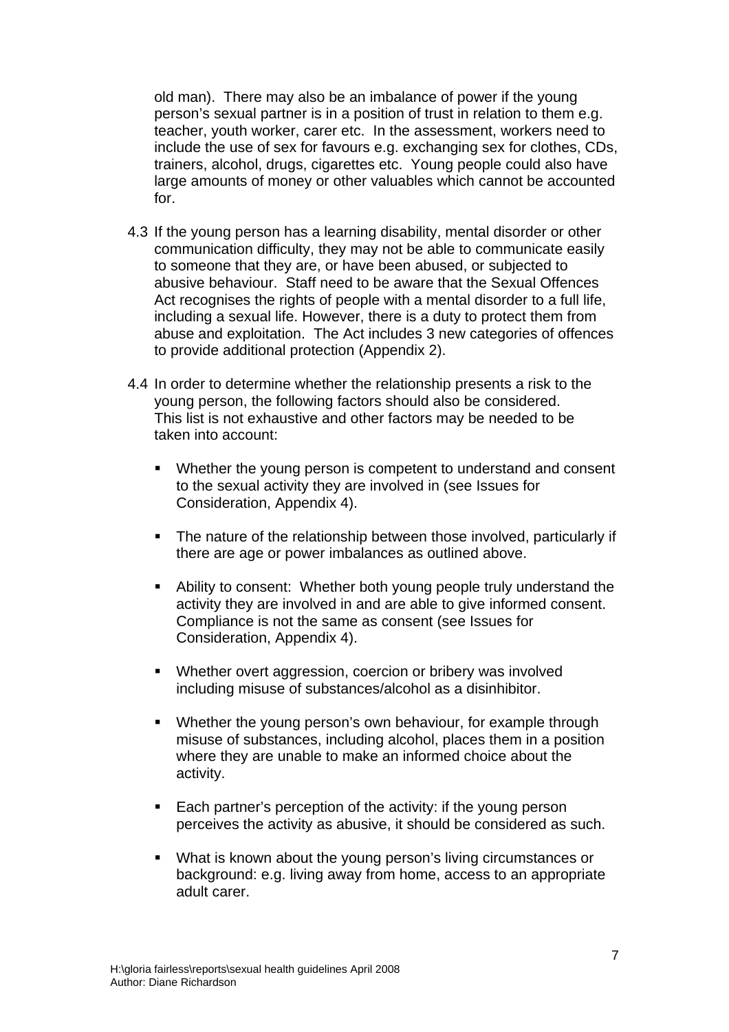old man). There may also be an imbalance of power if the young person's sexual partner is in a position of trust in relation to them e.g. teacher, youth worker, carer etc. In the assessment, workers need to include the use of sex for favours e.g. exchanging sex for clothes, CDs, trainers, alcohol, drugs, cigarettes etc. Young people could also have large amounts of money or other valuables which cannot be accounted for.

4.3 If the young person has a learning disability, mental disorder or other communication difficulty, they may not be able to communicate easily to someone that they are, or have been abused, or subjected to abusive behaviour. Staff need to be aware that the Sexual Offences Act recognises the rights of people with a mental disorder to a full life, including a sexual life. However, there is a duty to protect them from abuse and exploitation. The Act includes 3 new categories of offences to provide additional protection (Appendix 2).

4.4 In order to determine whether the relationship presents a risk to the young person, the following factors should also be considered. This list is not exhaustive and other factors may be needed to be taken into account:

- Whether the young person is competent to understand and consent to the sexual activity they are involved in (see Issues for Consideration, Appendix 4).
- The nature of the relationship between those involved, particularly if there are age or power imbalances as outlined above.
- Ability to consent: Whether both young people truly understand the activity they are involved in and are able to give informed consent. Compliance is not the same as consent (see Issues for Consideration, Appendix 4).
- Whether overt aggression, coercion or bribery was involved including misuse of substances/alcohol as a disinhibitor.
- Whether the young person's own behaviour, for example through misuse of substances, including alcohol, places them in a position where they are unable to make an informed choice about the activity.
- Each partner's perception of the activity: if the young person perceives the activity as abusive, it should be considered as such.
- What is known about the young person's living circumstances or background: e.g. living away from home, access to an appropriate adult carer.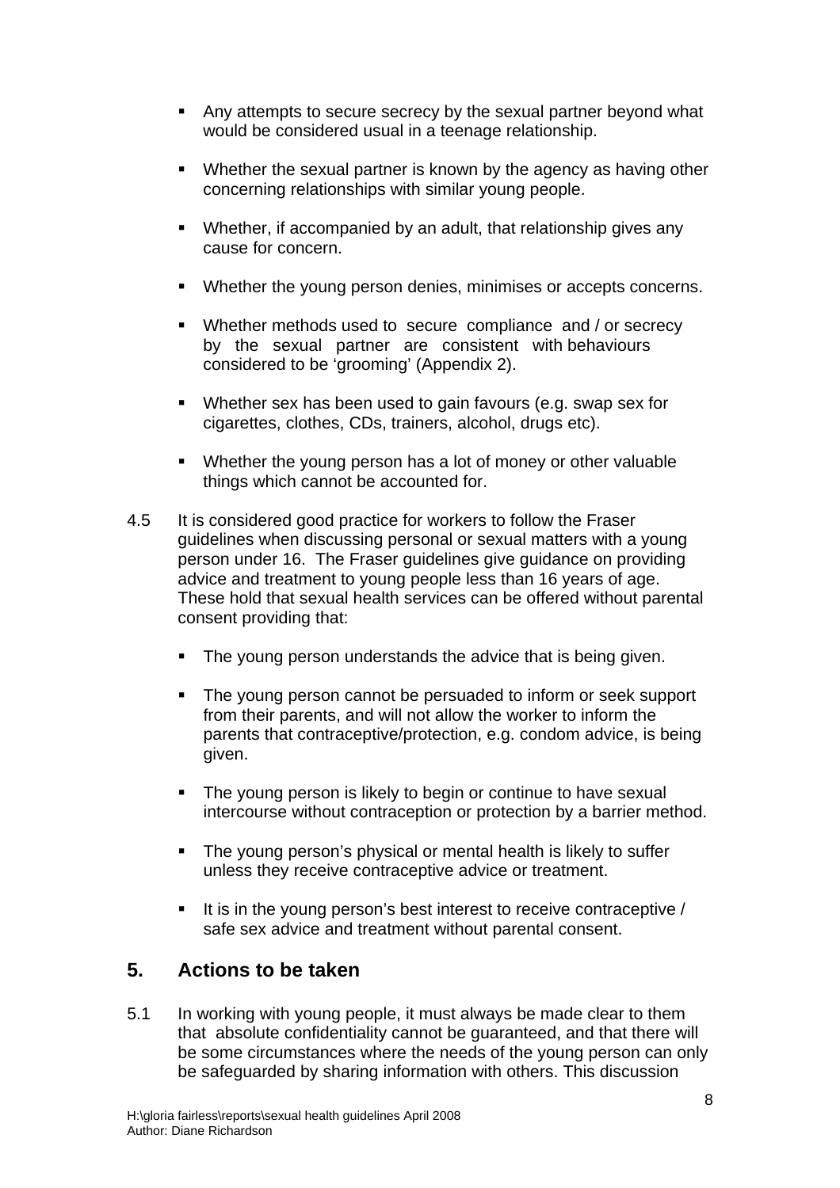- Any attempts to secure secrecy by the sexual partner beyond what would be considered usual in a teenage relationship.
- Whether the sexual partner is known by the agency as having other concerning relationships with similar young people.
- Whether, if accompanied by an adult, that relationship gives any cause for concern.
- Whether the young person denies, minimises or accepts concerns.
- Whether methods used to secure compliance and / or secrecy by the sexual partner are consistent with behaviours considered to be 'grooming' (Appendix 2).
- Whether sex has been used to gain favours (e.g. swap sex for cigarettes, clothes, CDs, trainers, alcohol, drugs etc).
- Whether the young person has a lot of money or other valuable things which cannot be accounted for.

4.5 It is considered good practice for workers to follow the Fraser guidelines when discussing personal or sexual matters with a young person under 16. The Fraser guidelines give guidance on providing advice and treatment to young people less than 16 years of age. These hold that sexual health services can be offered without parental consent providing that:

- The young person understands the advice that is being given.
- The young person cannot be persuaded to inform or seek support from their parents, and will not allow the worker to inform the parents that contraceptive/protection, e.g. condom advice, is being given.
- The young person is likely to begin or continue to have sexual intercourse without contraception or protection by a barrier method.
- The young person's physical or mental health is likely to suffer unless they receive contraceptive advice or treatment.
- It is in the young person's best interest to receive contraceptive / safe sex advice and treatment without parental consent.

## 5. Actions to be taken

5.1 In working with young people, it must always be made clear to them that absolute confidentiality cannot be guaranteed, and that there will be some circumstances where the needs of the young person can only be safeguarded by sharing information with others. This discussion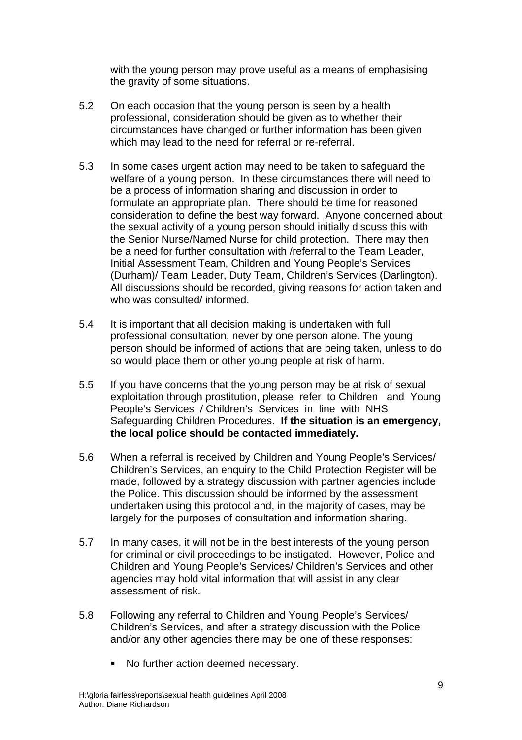with the young person may prove useful as a means of emphasising the gravity of some situations.

5.2 On each occasion that the young person is seen by a health professional, consideration should be given as to whether their circumstances have changed or further information has been given which may lead to the need for referral or re-referral.

5.3 In some cases urgent action may need to be taken to safeguard the welfare of a young person. In these circumstances there will need to be a process of information sharing and discussion in order to formulate an appropriate plan. There should be time for reasoned consideration to define the best way forward. Anyone concerned about the sexual activity of a young person should initially discuss this with the Senior Nurse/Named Nurse for child protection. There may then be a need for further consultation with /referral to the Team Leader, Initial Assessment Team, Children and Young People's Services (Durham)/ Team Leader, Duty Team, Children's Services (Darlington). All discussions should be recorded, giving reasons for action taken and who was consulted/ informed.

5.4 It is important that all decision making is undertaken with full professional consultation, never by one person alone. The young person should be informed of actions that are being taken, unless to do so would place them or other young people at risk of harm.

5.5 If you have concerns that the young person may be at risk of sexual exploitation through prostitution, please refer to Children and Young People's Services / Children's Services in line with NHS Safeguarding Children Procedures. **If the situation is an emergency, the local police should be contacted immediately.**

5.6 When a referral is received by Children and Young People's Services/ Children's Services, an enquiry to the Child Protection Register will be made, followed by a strategy discussion with partner agencies include the Police. This discussion should be informed by the assessment undertaken using this protocol and, in the majority of cases, may be largely for the purposes of consultation and information sharing.

5.7 In many cases, it will not be in the best interests of the young person for criminal or civil proceedings to be instigated. However, Police and Children and Young People's Services/ Children's Services and other agencies may hold vital information that will assist in any clear assessment of risk.

5.8 Following any referral to Children and Young People's Services/ Children's Services, and after a strategy discussion with the Police and/or any other agencies there may be one of these responses:

- No further action deemed necessary.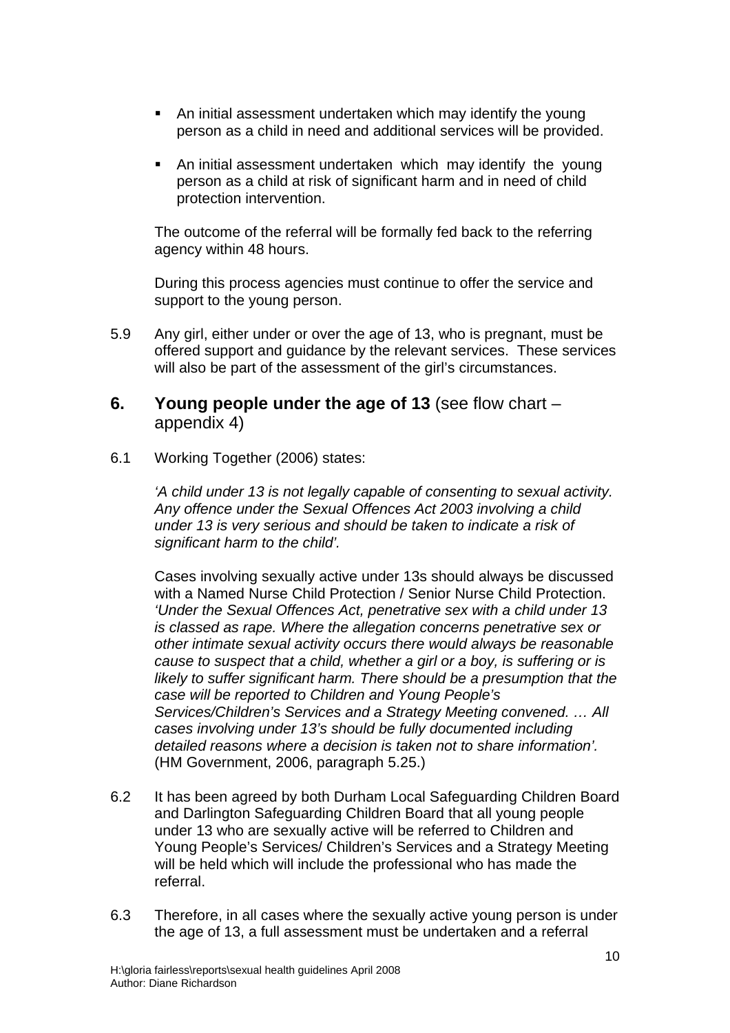- An initial assessment undertaken which may identify the young person as a child in need and additional services will be provided.

- An initial assessment undertaken which may identify the young person as a child at risk of significant harm and in need of child protection intervention.

The outcome of the referral will be formally fed back to the referring agency within 48 hours.

During this process agencies must continue to offer the service and support to the young person.

5.9 Any girl, either under or over the age of 13, who is pregnant, must be offered support and guidance by the relevant services. These services will also be part of the assessment of the girl's circumstances.

## 6. Young people under the age of 13 (see flow chart – appendix 4)

6.1 Working Together (2006) states:

*'A child under 13 is not legally capable of consenting to sexual activity. Any offence under the Sexual Offences Act 2003 involving a child under 13 is very serious and should be taken to indicate a risk of significant harm to the child'.*

Cases involving sexually active under 13s should always be discussed with a Named Nurse Child Protection / Senior Nurse Child Protection. *'Under the Sexual Offences Act, penetrative sex with a child under 13 is classed as rape. Where the allegation concerns penetrative sex or other intimate sexual activity occurs there would always be reasonable cause to suspect that a child, whether a girl or a boy, is suffering or is likely to suffer significant harm. There should be a presumption that the case will be reported to Children and Young People's Services/Children's Services and a Strategy Meeting convened. … All cases involving under 13's should be fully documented including detailed reasons where a decision is taken not to share information'.* (HM Government, 2006, paragraph 5.25.)

6.2 It has been agreed by both Durham Local Safeguarding Children Board and Darlington Safeguarding Children Board that all young people under 13 who are sexually active will be referred to Children and Young People's Services/ Children's Services and a Strategy Meeting will be held which will include the professional who has made the referral.

6.3 Therefore, in all cases where the sexually active young person is under the age of 13, a full assessment must be undertaken and a referral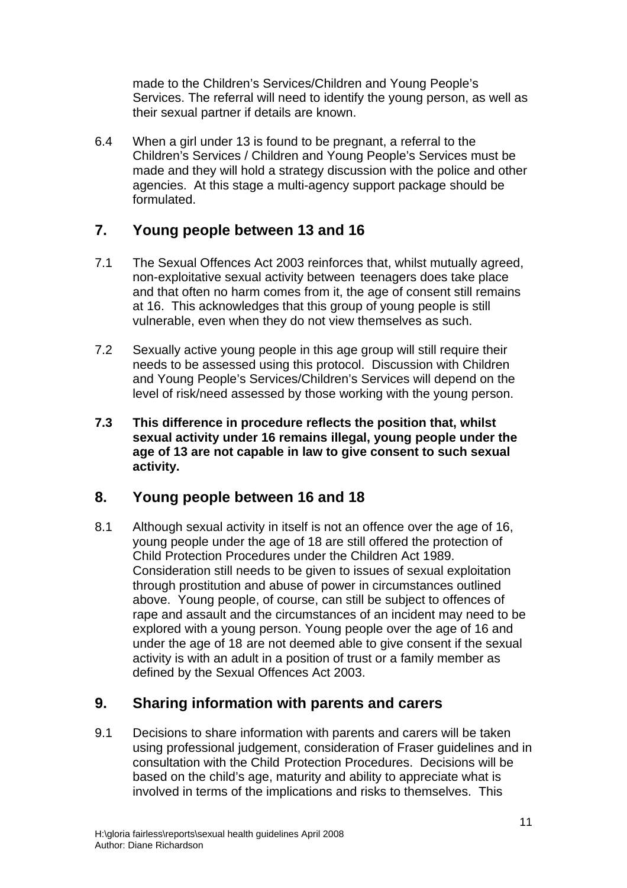made to the Children's Services/Children and Young People's Services. The referral will need to identify the young person, as well as their sexual partner if details are known.

6.4 When a girl under 13 is found to be pregnant, a referral to the Children's Services / Children and Young People's Services must be made and they will hold a strategy discussion with the police and other agencies. At this stage a multi-agency support package should be formulated.

## 7. Young people between 13 and 16

7.1 The Sexual Offences Act 2003 reinforces that, whilst mutually agreed, non-exploitative sexual activity between teenagers does take place and that often no harm comes from it, the age of consent still remains at 16. This acknowledges that this group of young people is still vulnerable, even when they do not view themselves as such.

7.2 Sexually active young people in this age group will still require their needs to be assessed using this protocol. Discussion with Children and Young People's Services/Children's Services will depend on the level of risk/need assessed by those working with the young person.

**7.3 This difference in procedure reflects the position that, whilst sexual activity under 16 remains illegal, young people under the age of 13 are not capable in law to give consent to such sexual activity.**

## 8. Young people between 16 and 18

8.1 Although sexual activity in itself is not an offence over the age of 16, young people under the age of 18 are still offered the protection of Child Protection Procedures under the Children Act 1989. Consideration still needs to be given to issues of sexual exploitation through prostitution and abuse of power in circumstances outlined above. Young people, of course, can still be subject to offences of rape and assault and the circumstances of an incident may need to be explored with a young person. Young people over the age of 16 and under the age of 18 are not deemed able to give consent if the sexual activity is with an adult in a position of trust or a family member as defined by the Sexual Offences Act 2003.

## 9. Sharing information with parents and carers

9.1 Decisions to share information with parents and carers will be taken using professional judgement, consideration of Fraser guidelines and in consultation with the Child Protection Procedures. Decisions will be based on the child's age, maturity and ability to appreciate what is involved in terms of the implications and risks to themselves. This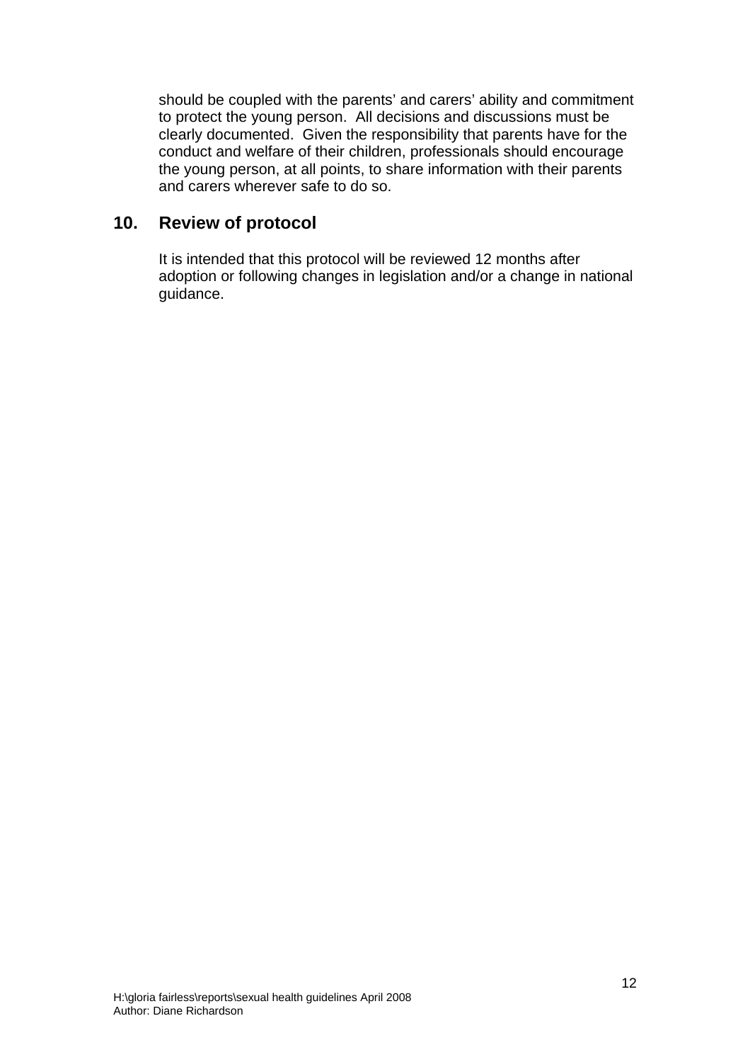should be coupled with the parents' and carers' ability and commitment to protect the young person. All decisions and discussions must be clearly documented. Given the responsibility that parents have for the conduct and welfare of their children, professionals should encourage the young person, at all points, to share information with their parents and carers wherever safe to do so.

## 10. Review of protocol

It is intended that this protocol will be reviewed 12 months after adoption or following changes in legislation and/or a change in national guidance.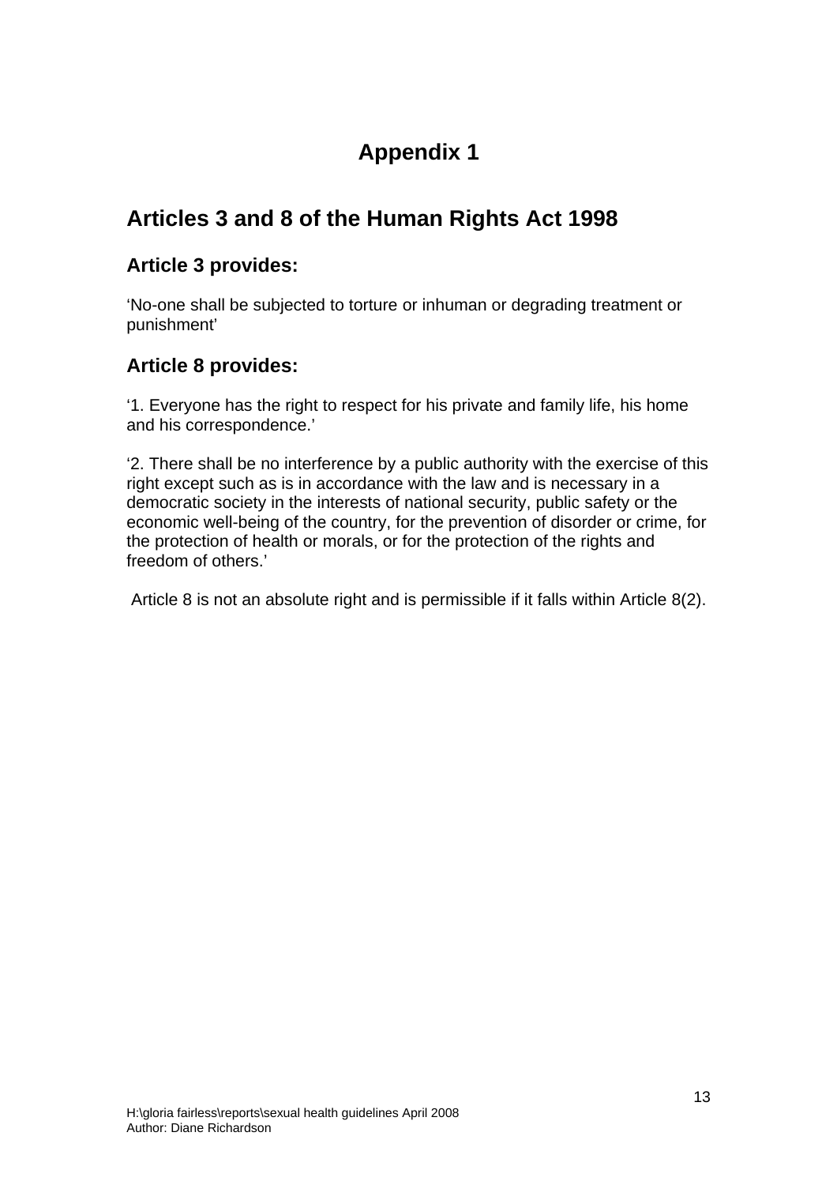# Appendix 1

## Articles 3 and 8 of the Human Rights Act 1998

### Article 3 provides:

'No-one shall be subjected to torture or inhuman or degrading treatment or punishment'

### Article 8 provides:

'1. Everyone has the right to respect for his private and family life, his home and his correspondence.'

'2. There shall be no interference by a public authority with the exercise of this right except such as is in accordance with the law and is necessary in a democratic society in the interests of national security, public safety or the economic well-being of the country, for the prevention of disorder or crime, for the protection of health or morals, or for the protection of the rights and freedom of others.'

Article 8 is not an absolute right and is permissible if it falls within Article 8(2).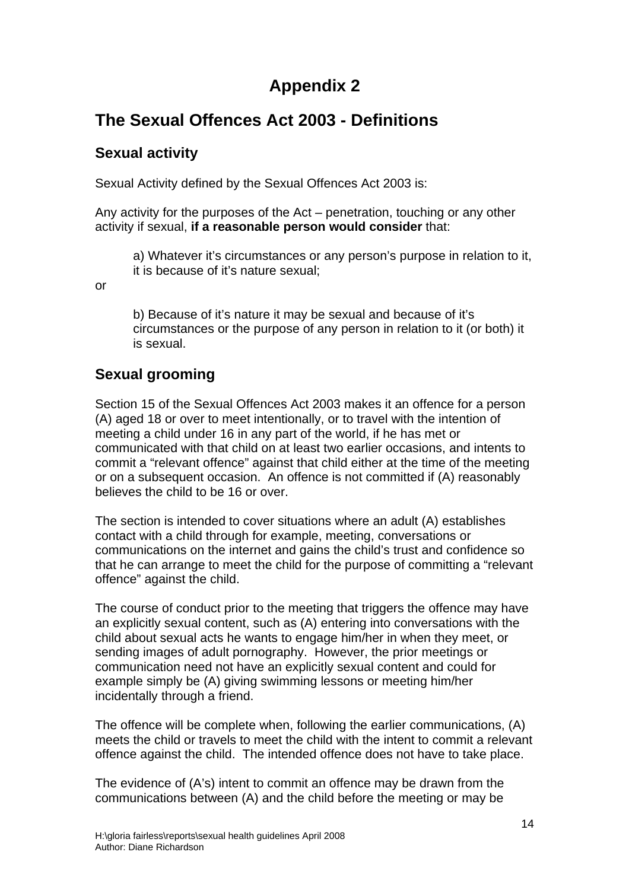# Appendix 2

## The Sexual Offences Act 2003 - Definitions

### Sexual activity

Sexual Activity defined by the Sexual Offences Act 2003 is:

Any activity for the purposes of the Act – penetration, touching or any other activity if sexual, **if a reasonable person would consider** that:

> a) Whatever it's circumstances or any person's purpose in relation to it, it is because of it's nature sexual;

or

> b) Because of it's nature it may be sexual and because of it's circumstances or the purpose of any person in relation to it (or both) it is sexual.

### Sexual grooming

Section 15 of the Sexual Offences Act 2003 makes it an offence for a person (A) aged 18 or over to meet intentionally, or to travel with the intention of meeting a child under 16 in any part of the world, if he has met or communicated with that child on at least two earlier occasions, and intents to commit a "relevant offence" against that child either at the time of the meeting or on a subsequent occasion. An offence is not committed if (A) reasonably believes the child to be 16 or over.

The section is intended to cover situations where an adult (A) establishes contact with a child through for example, meeting, conversations or communications on the internet and gains the child's trust and confidence so that he can arrange to meet the child for the purpose of committing a "relevant offence" against the child.

The course of conduct prior to the meeting that triggers the offence may have an explicitly sexual content, such as (A) entering into conversations with the child about sexual acts he wants to engage him/her in when they meet, or sending images of adult pornography. However, the prior meetings or communication need not have an explicitly sexual content and could for example simply be (A) giving swimming lessons or meeting him/her incidentally through a friend.

The offence will be complete when, following the earlier communications, (A) meets the child or travels to meet the child with the intent to commit a relevant offence against the child. The intended offence does not have to take place.

The evidence of (A's) intent to commit an offence may be drawn from the communications between (A) and the child before the meeting or may be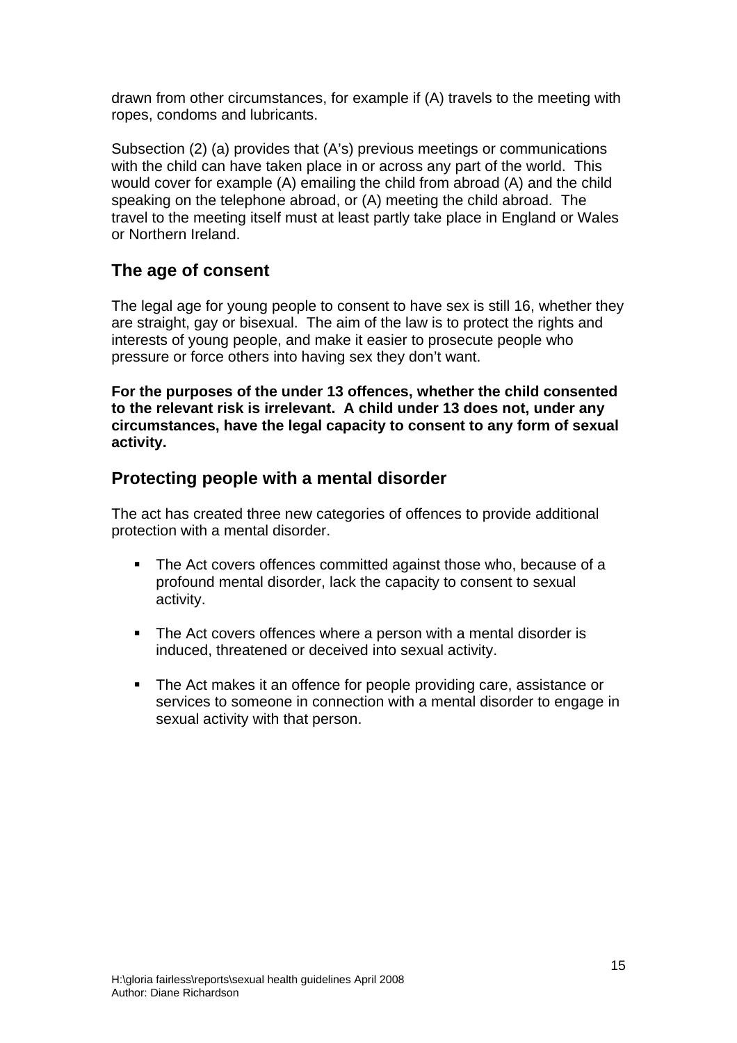drawn from other circumstances, for example if (A) travels to the meeting with ropes, condoms and lubricants.

Subsection (2) (a) provides that (A's) previous meetings or communications with the child can have taken place in or across any part of the world. This would cover for example (A) emailing the child from abroad (A) and the child speaking on the telephone abroad, or (A) meeting the child abroad. The travel to the meeting itself must at least partly take place in England or Wales or Northern Ireland.

## The age of consent

The legal age for young people to consent to have sex is still 16, whether they are straight, gay or bisexual. The aim of the law is to protect the rights and interests of young people, and make it easier to prosecute people who pressure or force others into having sex they don't want.

**For the purposes of the under 13 offences, whether the child consented to the relevant risk is irrelevant. A child under 13 does not, under any circumstances, have the legal capacity to consent to any form of sexual activity.**

## Protecting people with a mental disorder

The act has created three new categories of offences to provide additional protection with a mental disorder.

- The Act covers offences committed against those who, because of a profound mental disorder, lack the capacity to consent to sexual activity.
- The Act covers offences where a person with a mental disorder is induced, threatened or deceived into sexual activity.
- The Act makes it an offence for people providing care, assistance or services to someone in connection with a mental disorder to engage in sexual activity with that person.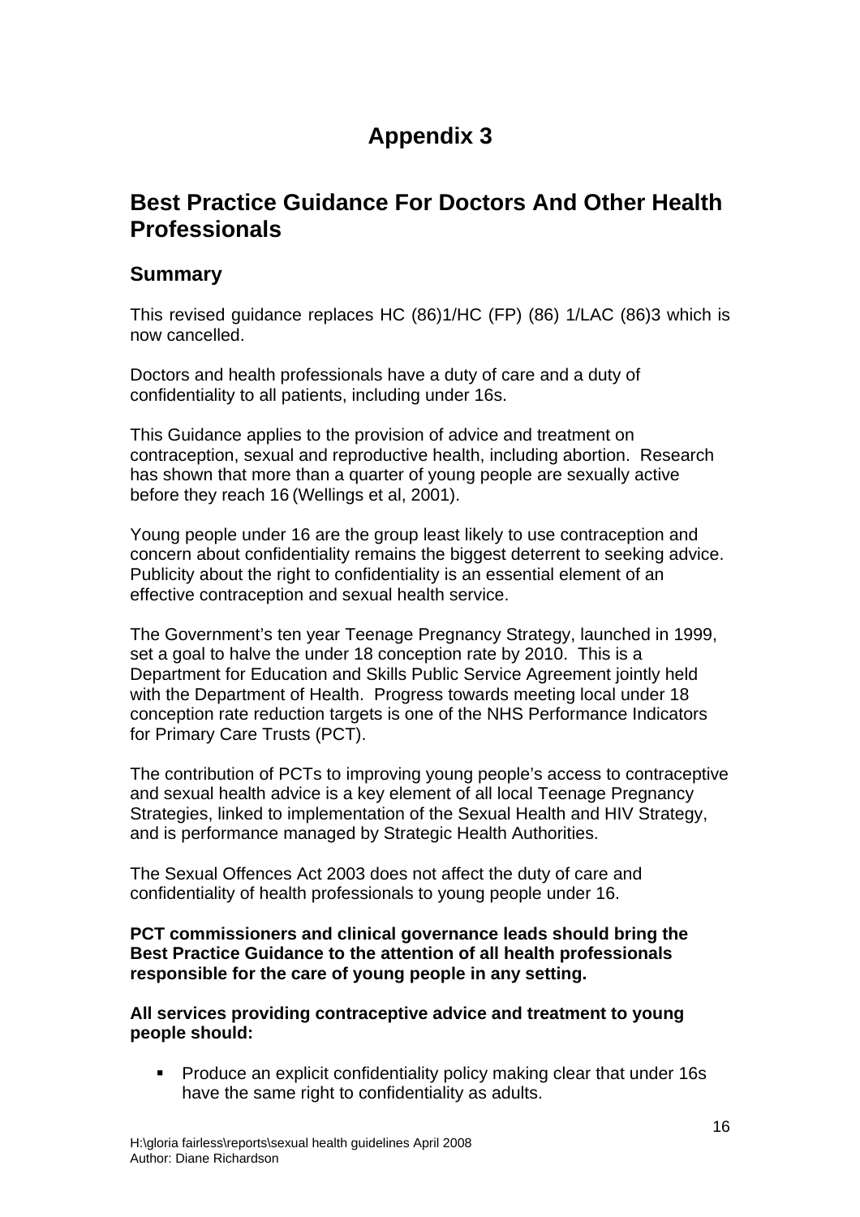# Appendix 3

## Best Practice Guidance For Doctors And Other Health Professionals

### Summary

This revised guidance replaces HC (86)1/HC (FP) (86) 1/LAC (86)3 which is now cancelled.

Doctors and health professionals have a duty of care and a duty of confidentiality to all patients, including under 16s.

This Guidance applies to the provision of advice and treatment on contraception, sexual and reproductive health, including abortion. Research has shown that more than a quarter of young people are sexually active before they reach 16 (Wellings et al, 2001).

Young people under 16 are the group least likely to use contraception and concern about confidentiality remains the biggest deterrent to seeking advice. Publicity about the right to confidentiality is an essential element of an effective contraception and sexual health service.

The Government's ten year Teenage Pregnancy Strategy, launched in 1999, set a goal to halve the under 18 conception rate by 2010. This is a Department for Education and Skills Public Service Agreement jointly held with the Department of Health. Progress towards meeting local under 18 conception rate reduction targets is one of the NHS Performance Indicators for Primary Care Trusts (PCT).

The contribution of PCTs to improving young people's access to contraceptive and sexual health advice is a key element of all local Teenage Pregnancy Strategies, linked to implementation of the Sexual Health and HIV Strategy, and is performance managed by Strategic Health Authorities.

The Sexual Offences Act 2003 does not affect the duty of care and confidentiality of health professionals to young people under 16.

**PCT commissioners and clinical governance leads should bring the Best Practice Guidance to the attention of all health professionals responsible for the care of young people in any setting.**

**All services providing contraceptive advice and treatment to young people should:**

- Produce an explicit confidentiality policy making clear that under 16s have the same right to confidentiality as adults.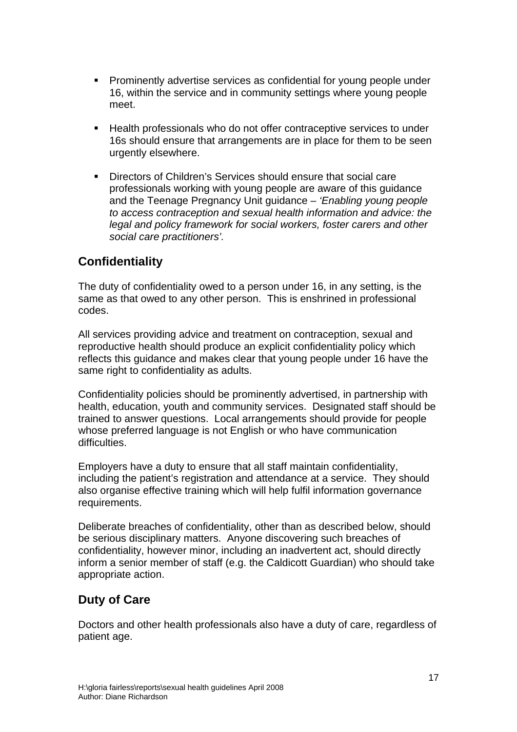- Prominently advertise services as confidential for young people under 16, within the service and in community settings where young people meet.

- Health professionals who do not offer contraceptive services to under 16s should ensure that arrangements are in place for them to be seen urgently elsewhere.

- Directors of Children's Services should ensure that social care professionals working with young people are aware of this guidance and the Teenage Pregnancy Unit guidance – *'Enabling young people to access contraception and sexual health information and advice: the legal and policy framework for social workers, foster carers and other social care practitioners'.*

## Confidentiality

The duty of confidentiality owed to a person under 16, in any setting, is the same as that owed to any other person. This is enshrined in professional codes.

All services providing advice and treatment on contraception, sexual and reproductive health should produce an explicit confidentiality policy which reflects this guidance and makes clear that young people under 16 have the same right to confidentiality as adults.

Confidentiality policies should be prominently advertised, in partnership with health, education, youth and community services. Designated staff should be trained to answer questions. Local arrangements should provide for people whose preferred language is not English or who have communication difficulties.

Employers have a duty to ensure that all staff maintain confidentiality, including the patient's registration and attendance at a service. They should also organise effective training which will help fulfil information governance requirements.

Deliberate breaches of confidentiality, other than as described below, should be serious disciplinary matters. Anyone discovering such breaches of confidentiality, however minor, including an inadvertent act, should directly inform a senior member of staff (e.g. the Caldicott Guardian) who should take appropriate action.

## Duty of Care

Doctors and other health professionals also have a duty of care, regardless of patient age.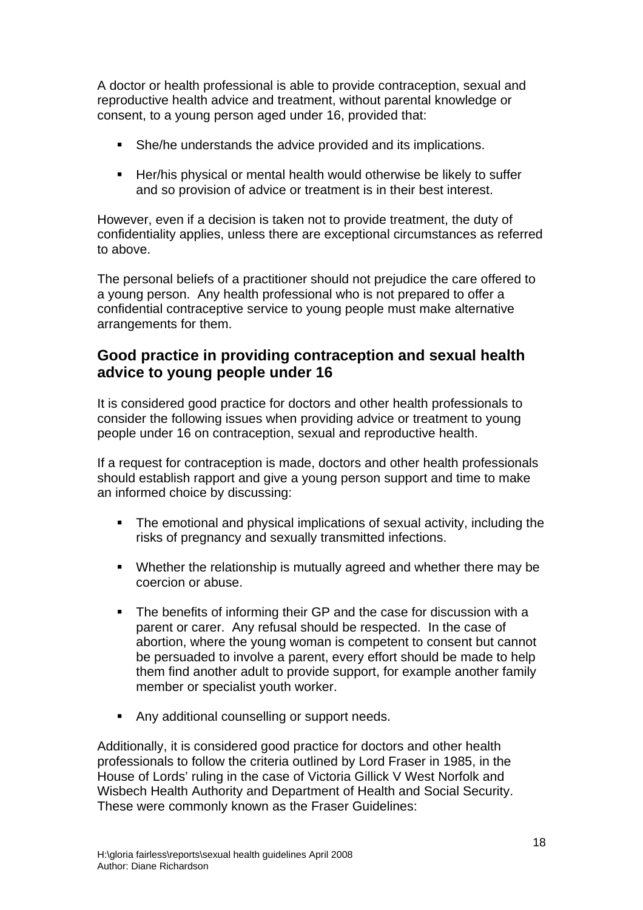A doctor or health professional is able to provide contraception, sexual and reproductive health advice and treatment, without parental knowledge or consent, to a young person aged under 16, provided that:

- She/he understands the advice provided and its implications.
- Her/his physical or mental health would otherwise be likely to suffer and so provision of advice or treatment is in their best interest.

However, even if a decision is taken not to provide treatment, the duty of confidentiality applies, unless there are exceptional circumstances as referred to above.

The personal beliefs of a practitioner should not prejudice the care offered to a young person. Any health professional who is not prepared to offer a confidential contraceptive service to young people must make alternative arrangements for them.

## Good practice in providing contraception and sexual health advice to young people under 16

It is considered good practice for doctors and other health professionals to consider the following issues when providing advice or treatment to young people under 16 on contraception, sexual and reproductive health.

If a request for contraception is made, doctors and other health professionals should establish rapport and give a young person support and time to make an informed choice by discussing:

- The emotional and physical implications of sexual activity, including the risks of pregnancy and sexually transmitted infections.
- Whether the relationship is mutually agreed and whether there may be coercion or abuse.
- The benefits of informing their GP and the case for discussion with a parent or carer. Any refusal should be respected. In the case of abortion, where the young woman is competent to consent but cannot be persuaded to involve a parent, every effort should be made to help them find another adult to provide support, for example another family member or specialist youth worker.
- Any additional counselling or support needs.

Additionally, it is considered good practice for doctors and other health professionals to follow the criteria outlined by Lord Fraser in 1985, in the House of Lords' ruling in the case of Victoria Gillick V West Norfolk and Wisbech Health Authority and Department of Health and Social Security. These were commonly known as the Fraser Guidelines: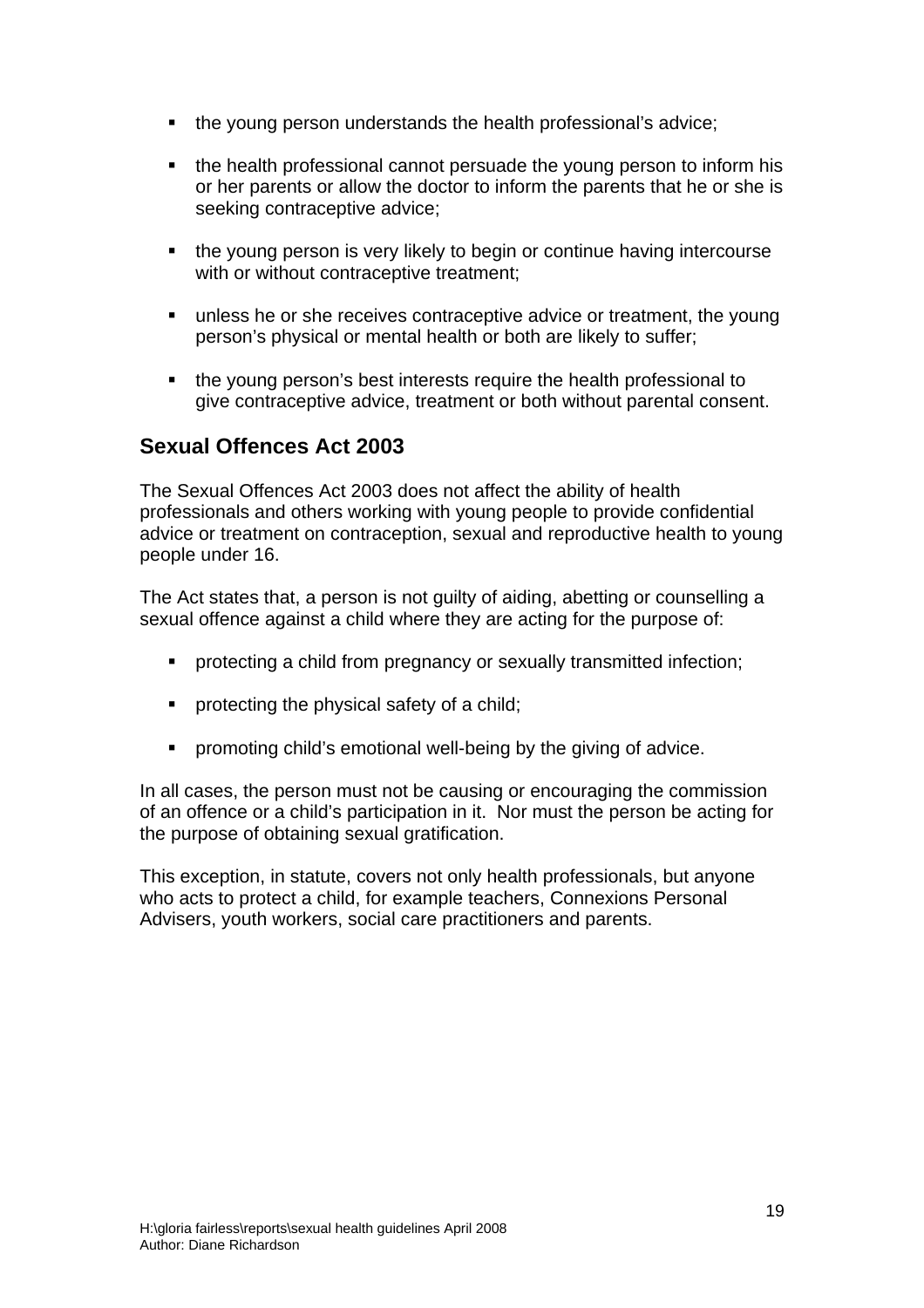- the young person understands the health professional's advice;

- the health professional cannot persuade the young person to inform his or her parents or allow the doctor to inform the parents that he or she is seeking contraceptive advice;

- the young person is very likely to begin or continue having intercourse with or without contraceptive treatment;

- unless he or she receives contraceptive advice or treatment, the young person's physical or mental health or both are likely to suffer;

- the young person's best interests require the health professional to give contraceptive advice, treatment or both without parental consent.

## Sexual Offences Act 2003

The Sexual Offences Act 2003 does not affect the ability of health professionals and others working with young people to provide confidential advice or treatment on contraception, sexual and reproductive health to young people under 16.

The Act states that, a person is not guilty of aiding, abetting or counselling a sexual offence against a child where they are acting for the purpose of:

- protecting a child from pregnancy or sexually transmitted infection;

- protecting the physical safety of a child;

- promoting child's emotional well-being by the giving of advice.

In all cases, the person must not be causing or encouraging the commission of an offence or a child's participation in it. Nor must the person be acting for the purpose of obtaining sexual gratification.

This exception, in statute, covers not only health professionals, but anyone who acts to protect a child, for example teachers, Connexions Personal Advisers, youth workers, social care practitioners and parents.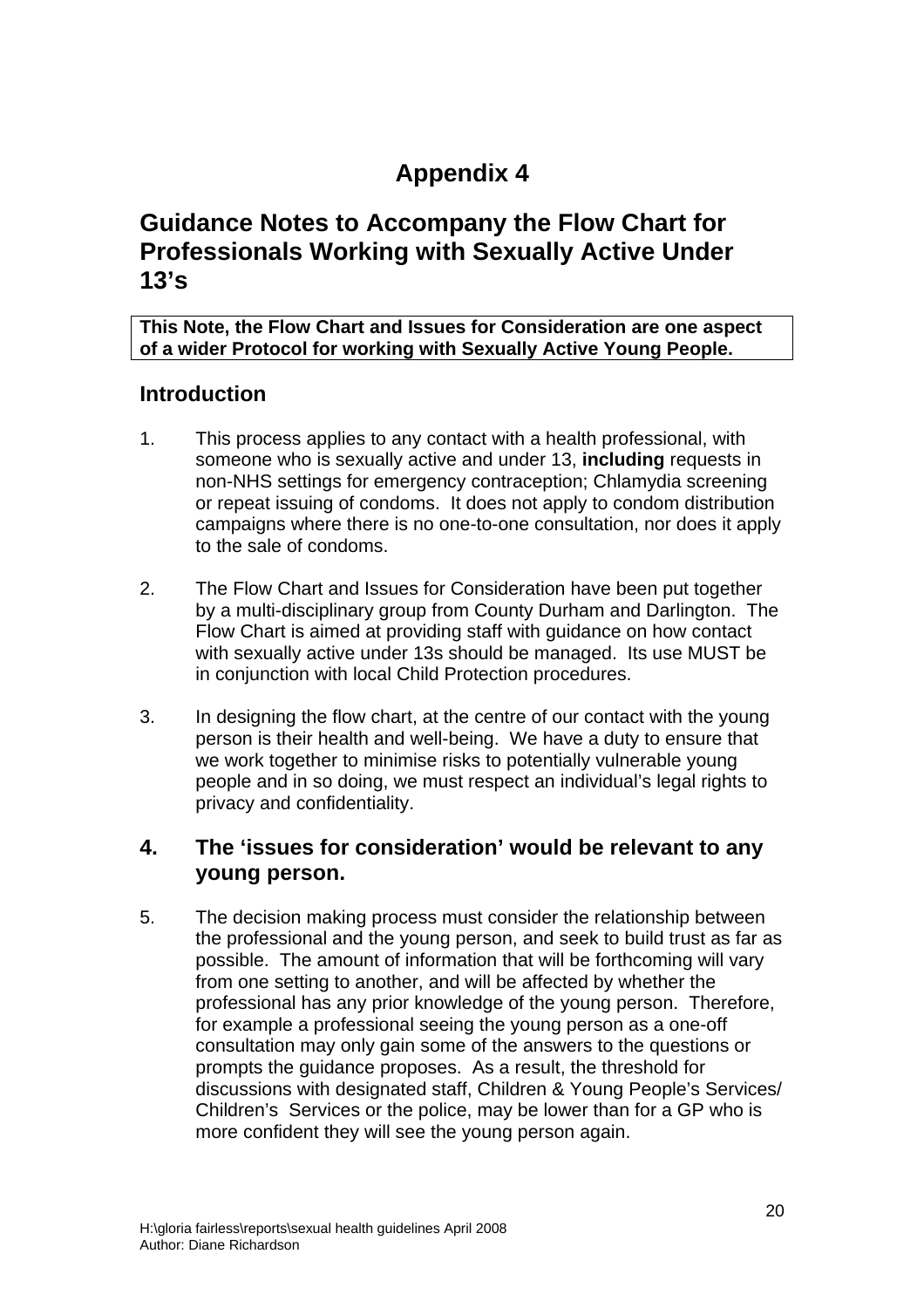# Appendix 4

## Guidance Notes to Accompany the Flow Chart for Professionals Working with Sexually Active Under 13's

**This Note, the Flow Chart and Issues for Consideration are one aspect of a wider Protocol for working with Sexually Active Young People.**

### Introduction

1. This process applies to any contact with a health professional, with someone who is sexually active and under 13, **including** requests in non-NHS settings for emergency contraception; Chlamydia screening or repeat issuing of condoms. It does not apply to condom distribution campaigns where there is no one-to-one consultation, nor does it apply to the sale of condoms.

2. The Flow Chart and Issues for Consideration have been put together by a multi-disciplinary group from County Durham and Darlington. The Flow Chart is aimed at providing staff with guidance on how contact with sexually active under 13s should be managed. Its use MUST be in conjunction with local Child Protection procedures.

3. In designing the flow chart, at the centre of our contact with the young person is their health and well-being. We have a duty to ensure that we work together to minimise risks to potentially vulnerable young people and in so doing, we must respect an individual's legal rights to privacy and confidentiality.

### 4. The 'issues for consideration' would be relevant to any young person.

5. The decision making process must consider the relationship between the professional and the young person, and seek to build trust as far as possible. The amount of information that will be forthcoming will vary from one setting to another, and will be affected by whether the professional has any prior knowledge of the young person. Therefore, for example a professional seeing the young person as a one-off consultation may only gain some of the answers to the questions or prompts the guidance proposes. As a result, the threshold for discussions with designated staff, Children & Young People's Services/ Children's Services or the police, may be lower than for a GP who is more confident they will see the young person again.

H:\gloria fairless\reports\sexual health guidelines April 2008
Author: Diane Richardson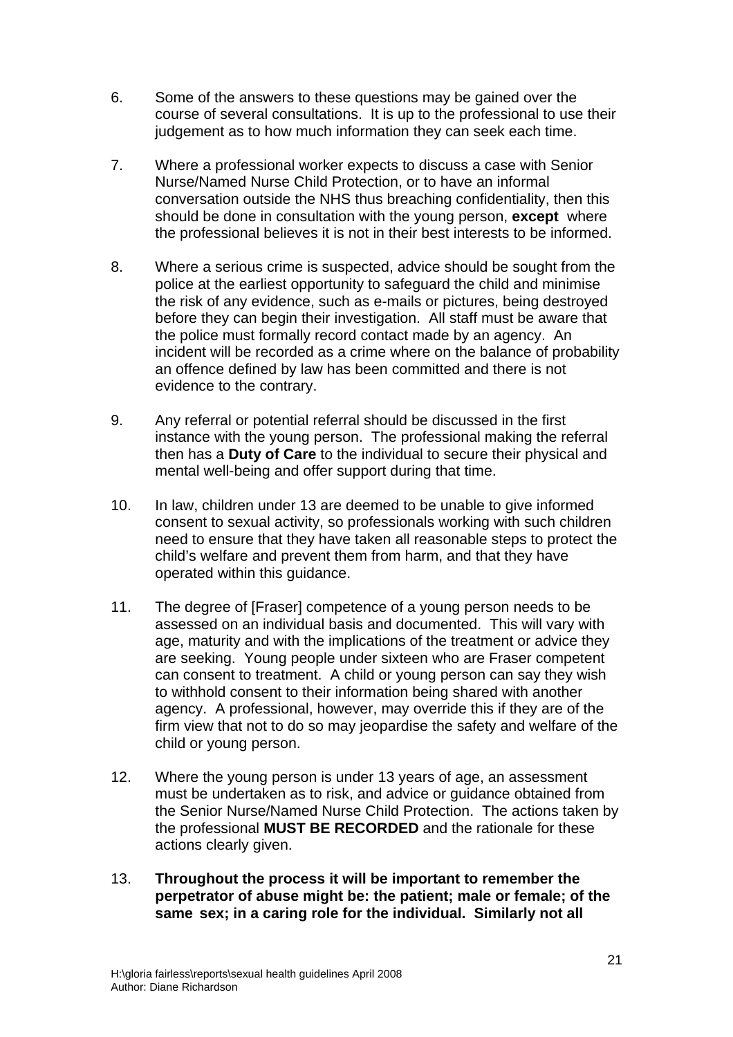6. Some of the answers to these questions may be gained over the course of several consultations. It is up to the professional to use their judgement as to how much information they can seek each time.

7. Where a professional worker expects to discuss a case with Senior Nurse/Named Nurse Child Protection, or to have an informal conversation outside the NHS thus breaching confidentiality, then this should be done in consultation with the young person, **except** where the professional believes it is not in their best interests to be informed.

8. Where a serious crime is suspected, advice should be sought from the police at the earliest opportunity to safeguard the child and minimise the risk of any evidence, such as e-mails or pictures, being destroyed before they can begin their investigation. All staff must be aware that the police must formally record contact made by an agency. An incident will be recorded as a crime where on the balance of probability an offence defined by law has been committed and there is not evidence to the contrary.

9. Any referral or potential referral should be discussed in the first instance with the young person. The professional making the referral then has a **Duty of Care** to the individual to secure their physical and mental well-being and offer support during that time.

10. In law, children under 13 are deemed to be unable to give informed consent to sexual activity, so professionals working with such children need to ensure that they have taken all reasonable steps to protect the child's welfare and prevent them from harm, and that they have operated within this guidance.

11. The degree of [Fraser] competence of a young person needs to be assessed on an individual basis and documented. This will vary with age, maturity and with the implications of the treatment or advice they are seeking. Young people under sixteen who are Fraser competent can consent to treatment. A child or young person can say they wish to withhold consent to their information being shared with another agency. A professional, however, may override this if they are of the firm view that not to do so may jeopardise the safety and welfare of the child or young person.

12. Where the young person is under 13 years of age, an assessment must be undertaken as to risk, and advice or guidance obtained from the Senior Nurse/Named Nurse Child Protection. The actions taken by the professional **MUST BE RECORDED** and the rationale for these actions clearly given.

13. **Throughout the process it will be important to remember the perpetrator of abuse might be: the patient; male or female; of the same sex; in a caring role for the individual. Similarly not all**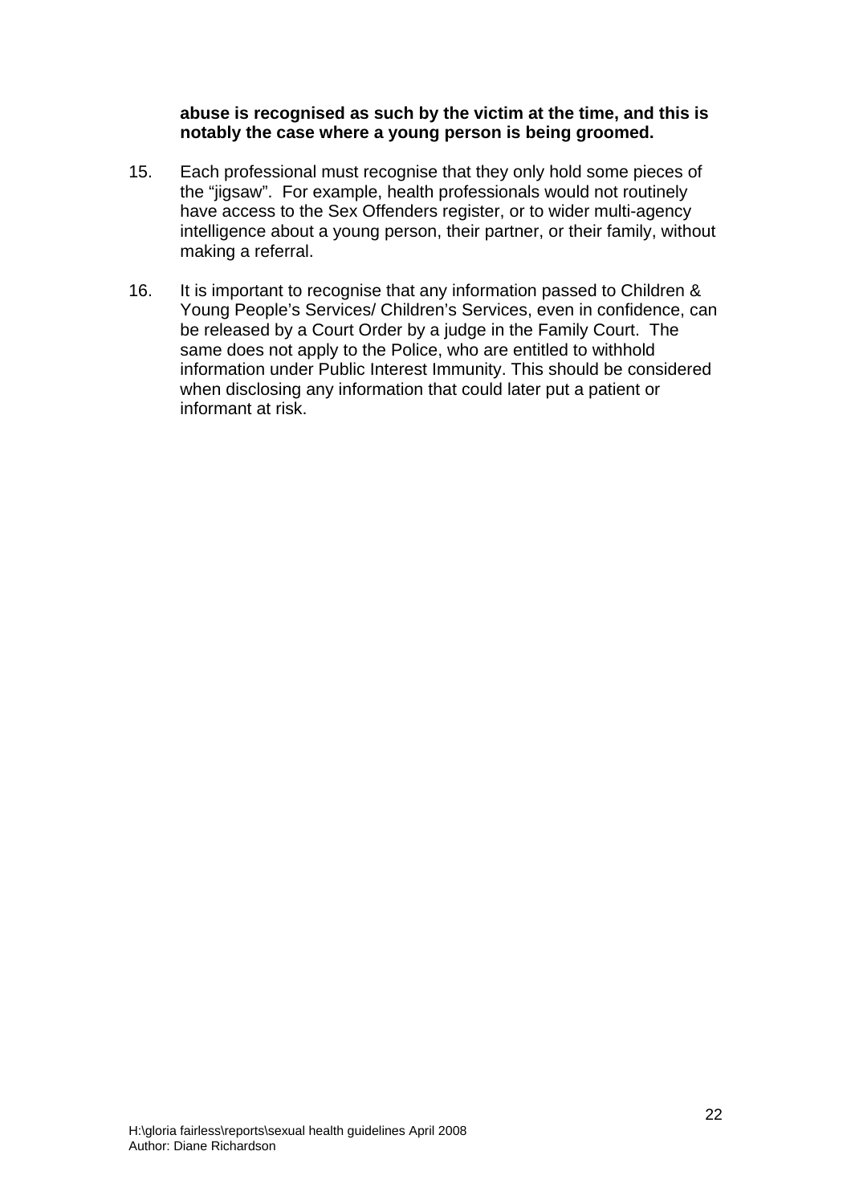**abuse is recognised as such by the victim at the time, and this is notably the case where a young person is being groomed.**

15. Each professional must recognise that they only hold some pieces of the "jigsaw". For example, health professionals would not routinely have access to the Sex Offenders register, or to wider multi-agency intelligence about a young person, their partner, or their family, without making a referral.

16. It is important to recognise that any information passed to Children & Young People's Services/ Children's Services, even in confidence, can be released by a Court Order by a judge in the Family Court. The same does not apply to the Police, who are entitled to withhold information under Public Interest Immunity. This should be considered when disclosing any information that could later put a patient or informant at risk.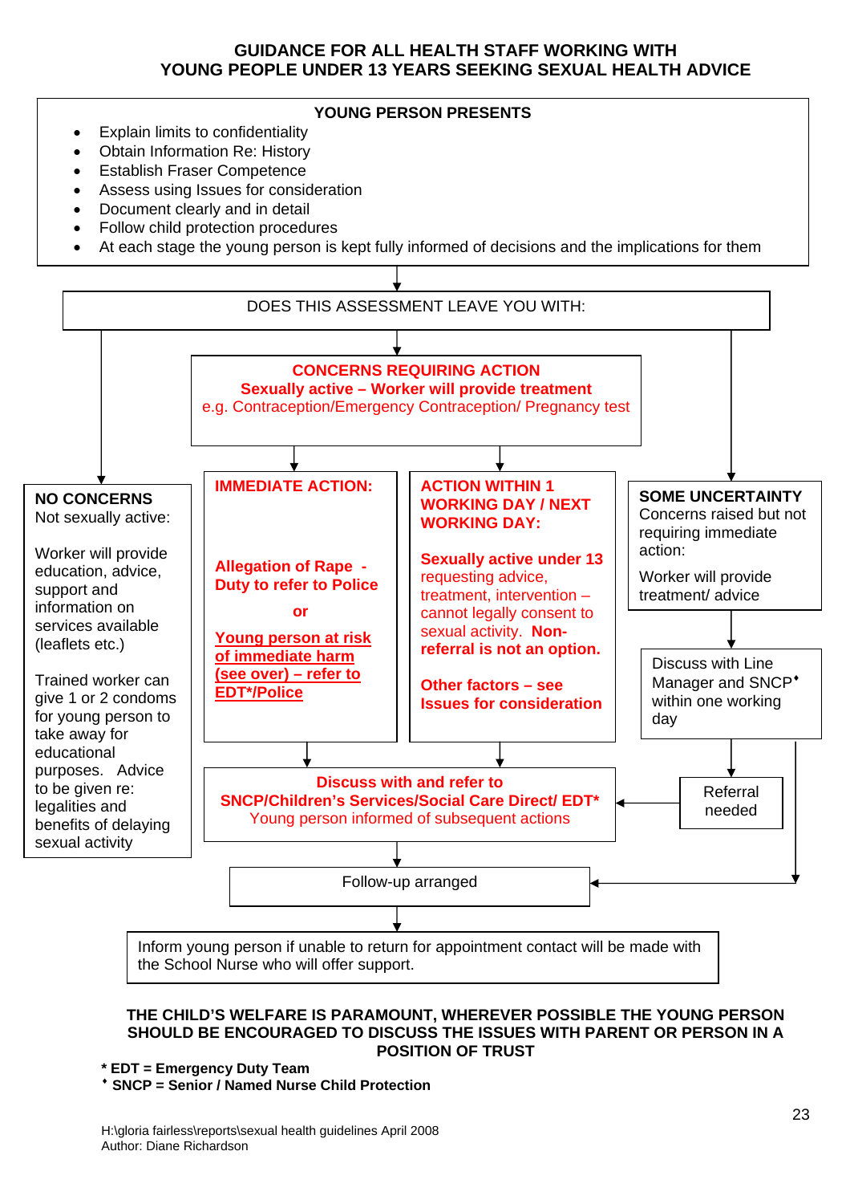# GUIDANCE FOR ALL HEALTH STAFF WORKING WITH YOUNG PEOPLE UNDER 13 YEARS SEEKING SEXUAL HEALTH ADVICE

**YOUNG PERSON PRESENTS**

- Explain limits to confidentiality
- Obtain Information Re: History
- Establish Fraser Competence
- Assess using Issues for consideration
- Document clearly and in detail
- Follow child protection procedures
- At each stage the young person is kept fully informed of decisions and the implications for them

DOES THIS ASSESSMENT LEAVE YOU WITH:

**NO CONCERNS**
Not sexually active:

Worker will provide education, advice, support and information on services available (leaflets etc.)

Trained worker can give 1 or 2 condoms for young person to take away for educational purposes. Advice to be given re: legalities and benefits of delaying sexual activity

**CONCERNS REQUIRING ACTION**
**Sexually active – Worker will provide treatment**
e.g. Contraception/Emergency Contraception/ Pregnancy test

**IMMEDIATE ACTION:**

**Allegation of Rape - Duty to refer to Police**

**or**

**Young person at risk of immediate harm (see over) – refer to EDT*/Police**

**ACTION WITHIN 1 WORKING DAY / NEXT WORKING DAY:**

**Sexually active under 13** requesting advice, treatment, intervention – cannot legally consent to sexual activity. **Non-referral is not an option.**

**Other factors – see Issues for consideration**

**Discuss with and refer to SNCP/Children's Services/Social Care Direct/ EDT***
Young person informed of subsequent actions

**SOME UNCERTAINTY**
Concerns raised but not requiring immediate action:

Worker will provide treatment/ advice

Discuss with Line Manager and SNCP♦ within one working day

Referral needed

Follow-up arranged

Inform young person if unable to return for appointment contact will be made with the School Nurse who will offer support.

**THE CHILD'S WELFARE IS PARAMOUNT, WHEREVER POSSIBLE THE YOUNG PERSON SHOULD BE ENCOURAGED TO DISCUSS THE ISSUES WITH PARENT OR PERSON IN A POSITION OF TRUST**

**\* EDT = Emergency Duty Team**
**♦ SNCP = Senior / Named Nurse Child Protection**

H:\gloria fairless\reports\sexual health guidelines April 2008
Author: Diane Richardson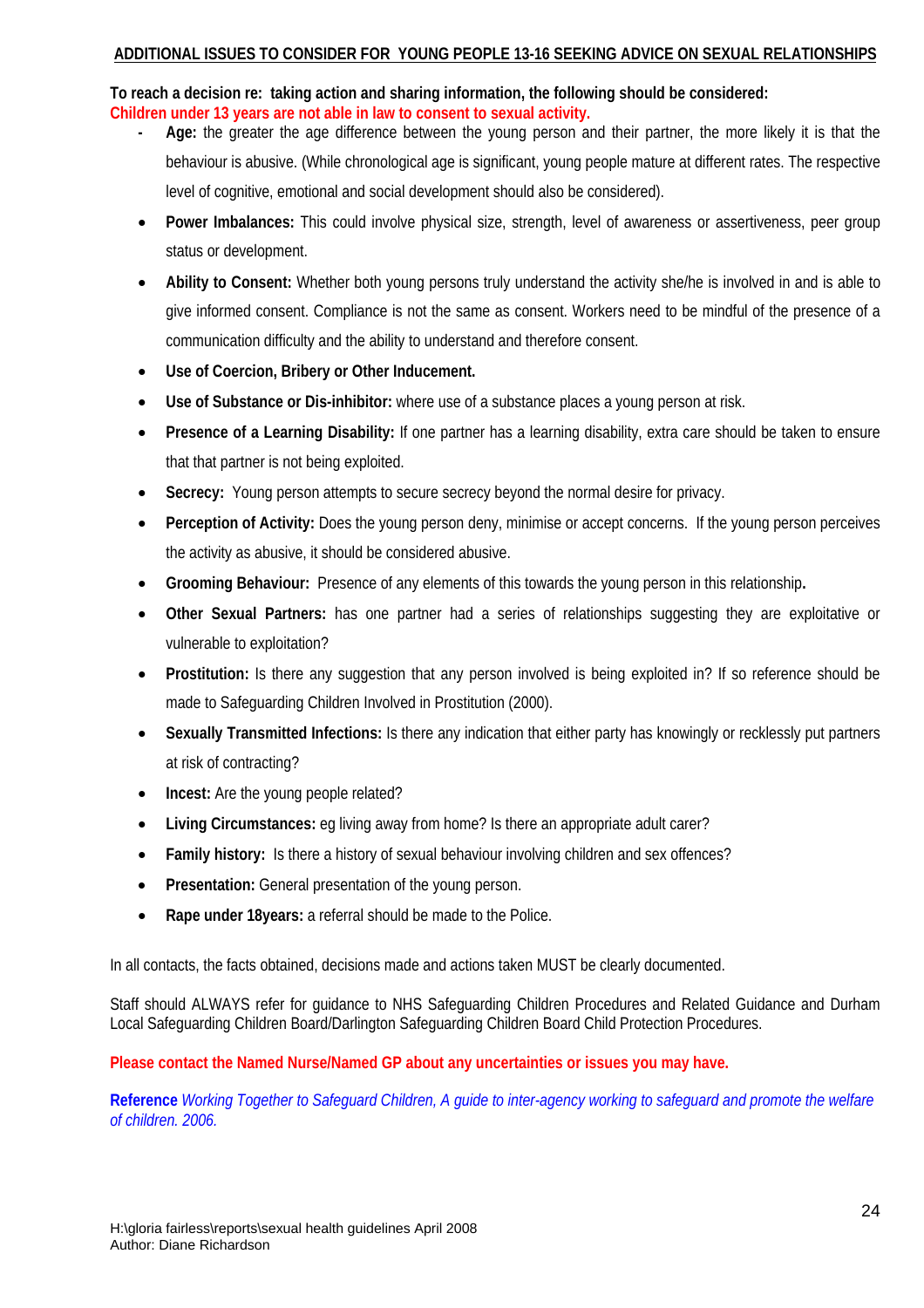## ADDITIONAL ISSUES TO CONSIDER FOR YOUNG PEOPLE 13-16 SEEKING ADVICE ON SEXUAL RELATIONSHIPS

**To reach a decision re: taking action and sharing information, the following should be considered:**
**Children under 13 years are not able in law to consent to sexual activity.**

- **Age:** the greater the age difference between the young person and their partner, the more likely it is that the behaviour is abusive. (While chronological age is significant, young people mature at different rates. The respective level of cognitive, emotional and social development should also be considered).
- **Power Imbalances:** This could involve physical size, strength, level of awareness or assertiveness, peer group status or development.
- **Ability to Consent:** Whether both young persons truly understand the activity she/he is involved in and is able to give informed consent. Compliance is not the same as consent. Workers need to be mindful of the presence of a communication difficulty and the ability to understand and therefore consent.
- **Use of Coercion, Bribery or Other Inducement.**
- **Use of Substance or Dis-inhibitor:** where use of a substance places a young person at risk.
- **Presence of a Learning Disability:** If one partner has a learning disability, extra care should be taken to ensure that that partner is not being exploited.
- **Secrecy:** Young person attempts to secure secrecy beyond the normal desire for privacy.
- **Perception of Activity:** Does the young person deny, minimise or accept concerns. If the young person perceives the activity as abusive, it should be considered abusive.
- **Grooming Behaviour:** Presence of any elements of this towards the young person in this relationship**.**
- **Other Sexual Partners:** has one partner had a series of relationships suggesting they are exploitative or vulnerable to exploitation?
- **Prostitution:** Is there any suggestion that any person involved is being exploited in? If so reference should be made to Safeguarding Children Involved in Prostitution (2000).
- **Sexually Transmitted Infections:** Is there any indication that either party has knowingly or recklessly put partners at risk of contracting?
- **Incest:** Are the young people related?
- **Living Circumstances:** eg living away from home? Is there an appropriate adult carer?
- **Family history:** Is there a history of sexual behaviour involving children and sex offences?
- **Presentation:** General presentation of the young person.
- **Rape under 18years:** a referral should be made to the Police.

In all contacts, the facts obtained, decisions made and actions taken MUST be clearly documented.

Staff should ALWAYS refer for guidance to NHS Safeguarding Children Procedures and Related Guidance and Durham Local Safeguarding Children Board/Darlington Safeguarding Children Board Child Protection Procedures.

**Please contact the Named Nurse/Named GP about any uncertainties or issues you may have.**

**Reference** *Working Together to Safeguard Children, A guide to inter-agency working to safeguard and promote the welfare of children. 2006.*

H:\gloria fairless\reports\sexual health guidelines April 2008
Author: Diane Richardson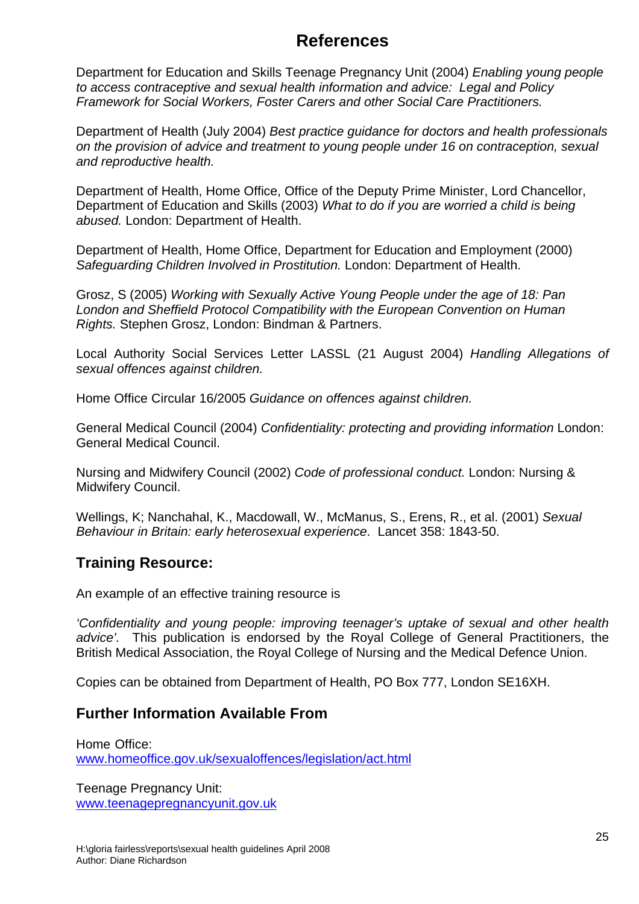# References

Department for Education and Skills Teenage Pregnancy Unit (2004) *Enabling young people to access contraceptive and sexual health information and advice: Legal and Policy Framework for Social Workers, Foster Carers and other Social Care Practitioners.*

Department of Health (July 2004) *Best practice guidance for doctors and health professionals on the provision of advice and treatment to young people under 16 on contraception, sexual and reproductive health.*

Department of Health, Home Office, Office of the Deputy Prime Minister, Lord Chancellor, Department of Education and Skills (2003) *What to do if you are worried a child is being abused.* London: Department of Health.

Department of Health, Home Office, Department for Education and Employment (2000) *Safeguarding Children Involved in Prostitution.* London: Department of Health.

Grosz, S (2005) *Working with Sexually Active Young People under the age of 18: Pan London and Sheffield Protocol Compatibility with the European Convention on Human Rights.* Stephen Grosz, London: Bindman & Partners.

Local Authority Social Services Letter LASSL (21 August 2004) *Handling Allegations of sexual offences against children.*

Home Office Circular 16/2005 *Guidance on offences against children.*

General Medical Council (2004) *Confidentiality: protecting and providing information* London: General Medical Council.

Nursing and Midwifery Council (2002) *Code of professional conduct.* London: Nursing & Midwifery Council.

Wellings, K; Nanchahal, K., Macdowall, W., McManus, S., Erens, R., et al. (2001) *Sexual Behaviour in Britain: early heterosexual experience*. Lancet 358: 1843-50.

## Training Resource:

An example of an effective training resource is

*'Confidentiality and young people: improving teenager's uptake of sexual and other health advice'.* This publication is endorsed by the Royal College of General Practitioners, the British Medical Association, the Royal College of Nursing and the Medical Defence Union.

Copies can be obtained from Department of Health, PO Box 777, London SE16XH.

## Further Information Available From

Home Office:
www.homeoffice.gov.uk/sexualoffences/legislation/act.html

Teenage Pregnancy Unit:
www.teenagepregnancyunit.gov.uk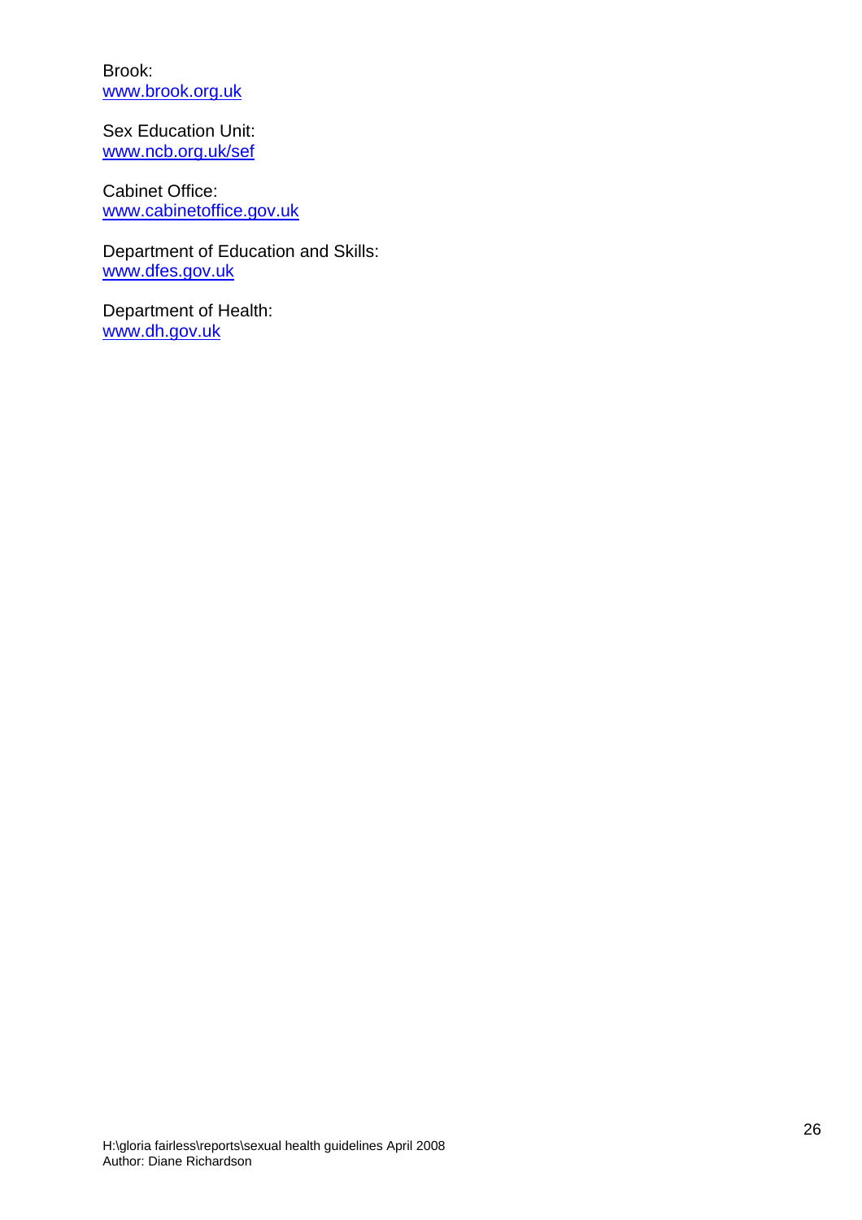Brook:
www.brook.org.uk

Sex Education Unit:
www.ncb.org.uk/sef

Cabinet Office:
www.cabinetoffice.gov.uk

Department of Education and Skills:
www.dfes.gov.uk

Department of Health:
www.dh.gov.uk